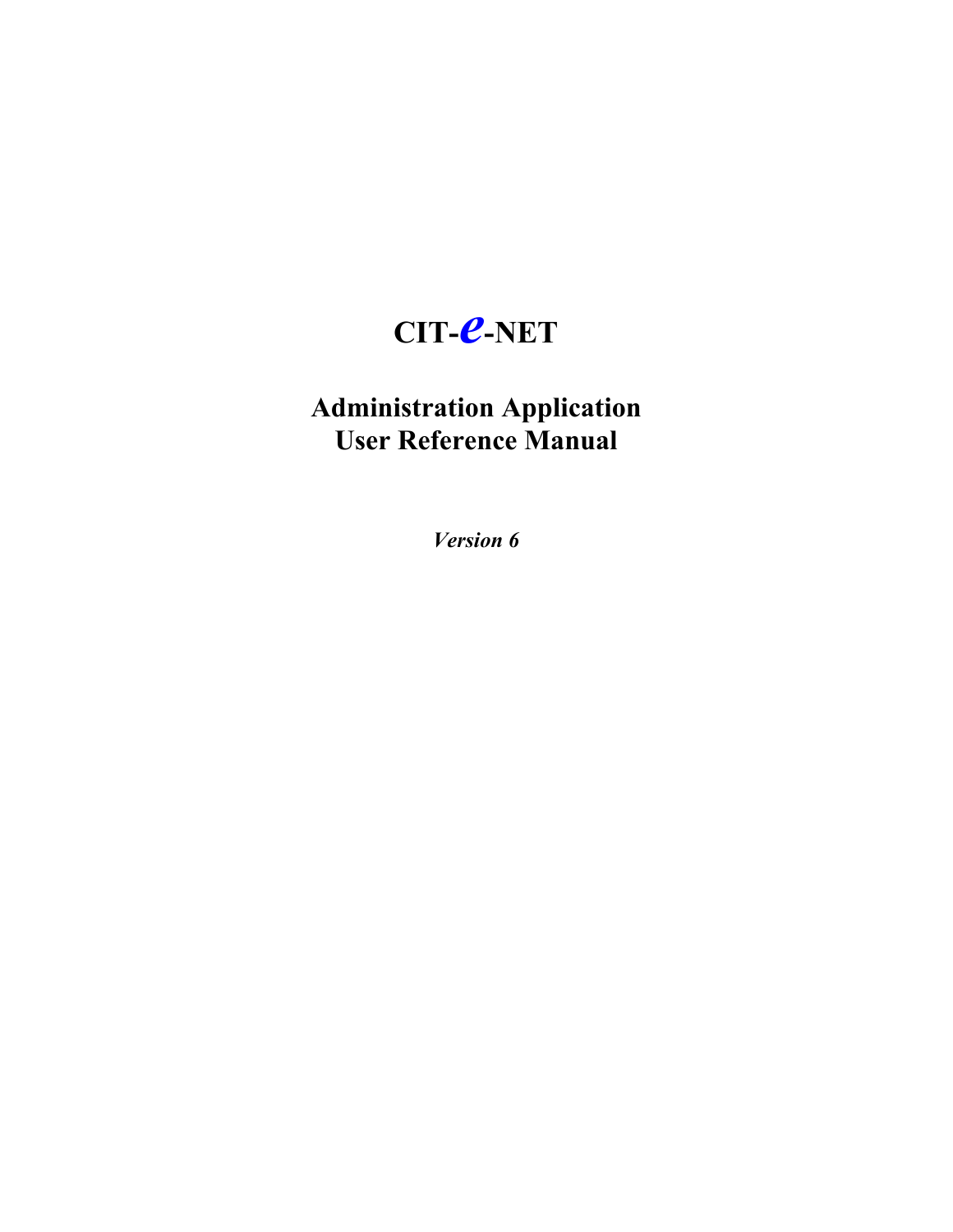# CIT-*e*-NET

## Administration Application
## User Reference Manual

***Version 6***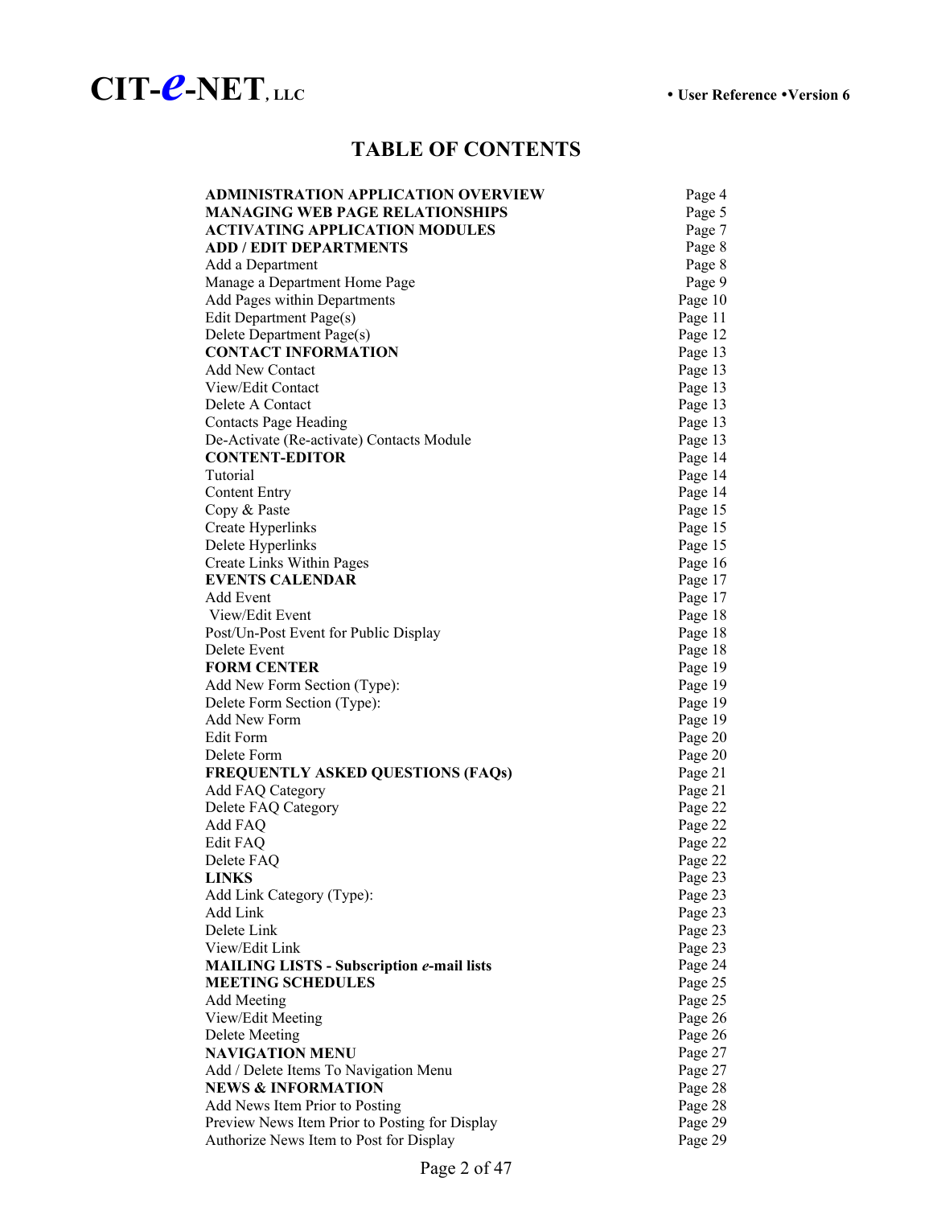# TABLE OF CONTENTS

| | |
|---|---|
| **ADMINISTRATION APPLICATION OVERVIEW** | Page 4 |
| **MANAGING WEB PAGE RELATIONSHIPS** | Page 5 |
| **ACTIVATING APPLICATION MODULES** | Page 7 |
| **ADD / EDIT DEPARTMENTS** | Page 8 |
| Add a Department | Page 8 |
| Manage a Department Home Page | Page 9 |
| Add Pages within Departments | Page 10 |
| Edit Department Page(s) | Page 11 |
| Delete Department Page(s) | Page 12 |
| **CONTACT INFORMATION** | Page 13 |
| Add New Contact | Page 13 |
| View/Edit Contact | Page 13 |
| Delete A Contact | Page 13 |
| Contacts Page Heading | Page 13 |
| De-Activate (Re-activate) Contacts Module | Page 13 |
| **CONTENT-EDITOR** | Page 14 |
| Tutorial | Page 14 |
| Content Entry | Page 14 |
| Copy & Paste | Page 15 |
| Create Hyperlinks | Page 15 |
| Delete Hyperlinks | Page 15 |
| Create Links Within Pages | Page 16 |
| **EVENTS CALENDAR** | Page 17 |
| Add Event | Page 17 |
| View/Edit Event | Page 18 |
| Post/Un-Post Event for Public Display | Page 18 |
| Delete Event | Page 18 |
| **FORM CENTER** | Page 19 |
| Add New Form Section (Type): | Page 19 |
| Delete Form Section (Type): | Page 19 |
| Add New Form | Page 19 |
| Edit Form | Page 20 |
| Delete Form | Page 20 |
| **FREQUENTLY ASKED QUESTIONS (FAQs)** | Page 21 |
| Add FAQ Category | Page 21 |
| Delete FAQ Category | Page 22 |
| Add FAQ | Page 22 |
| Edit FAQ | Page 22 |
| Delete FAQ | Page 22 |
| **LINKS** | Page 23 |
| Add Link Category (Type): | Page 23 |
| Add Link | Page 23 |
| Delete Link | Page 23 |
| View/Edit Link | Page 23 |
| **MAILING LISTS - Subscription *e*-mail lists** | Page 24 |
| **MEETING SCHEDULES** | Page 25 |
| Add Meeting | Page 25 |
| View/Edit Meeting | Page 26 |
| Delete Meeting | Page 26 |
| **NAVIGATION MENU** | Page 27 |
| Add / Delete Items To Navigation Menu | Page 27 |
| **NEWS & INFORMATION** | Page 28 |
| Add News Item Prior to Posting | Page 28 |
| Preview News Item Prior to Posting for Display | Page 29 |
| Authorize News Item to Post for Display | Page 29 |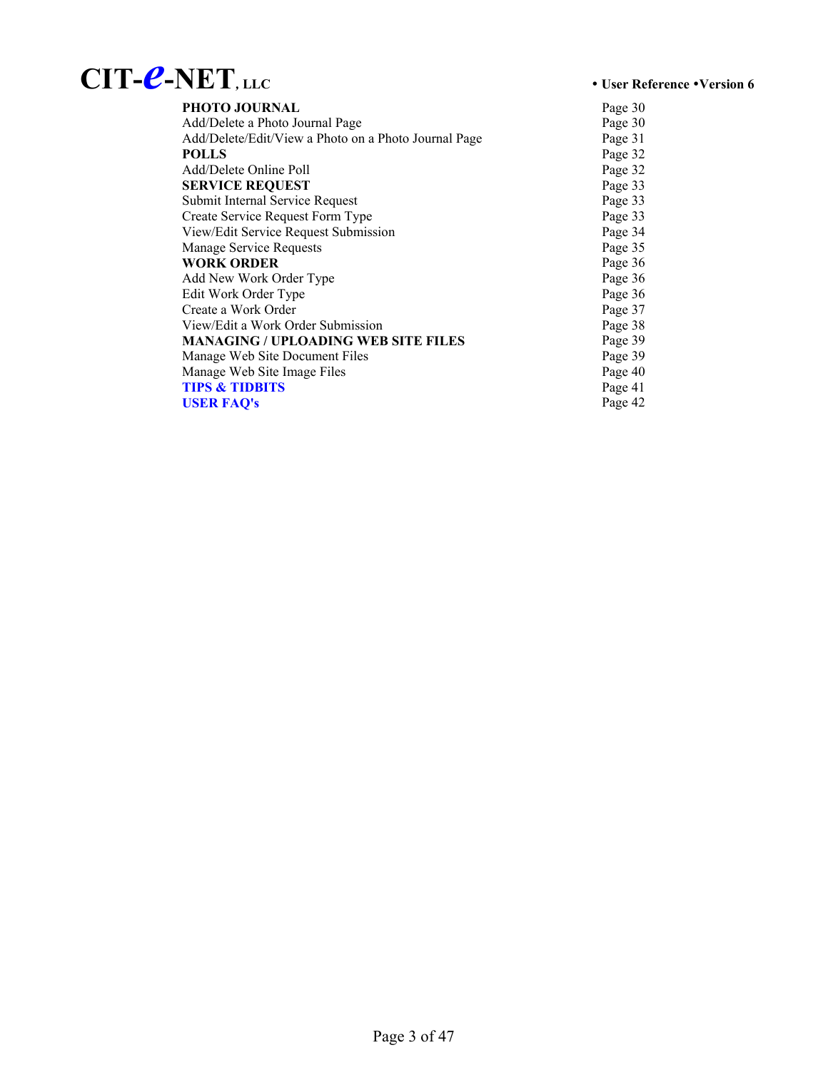| | |
|---|---|
| **PHOTO JOURNAL** | Page 30 |
| Add/Delete a Photo Journal Page | Page 30 |
| Add/Delete/Edit/View a Photo on a Photo Journal Page | Page 31 |
| **POLLS** | Page 32 |
| Add/Delete Online Poll | Page 32 |
| **SERVICE REQUEST** | Page 33 |
| Submit Internal Service Request | Page 33 |
| Create Service Request Form Type | Page 33 |
| View/Edit Service Request Submission | Page 34 |
| Manage Service Requests | Page 35 |
| **WORK ORDER** | Page 36 |
| Add New Work Order Type | Page 36 |
| Edit Work Order Type | Page 36 |
| Create a Work Order | Page 37 |
| View/Edit a Work Order Submission | Page 38 |
| **MANAGING / UPLOADING WEB SITE FILES** | Page 39 |
| Manage Web Site Document Files | Page 39 |
| Manage Web Site Image Files | Page 40 |
| **TIPS & TIDBITS** | Page 41 |
| **USER FAQ's** | Page 42 |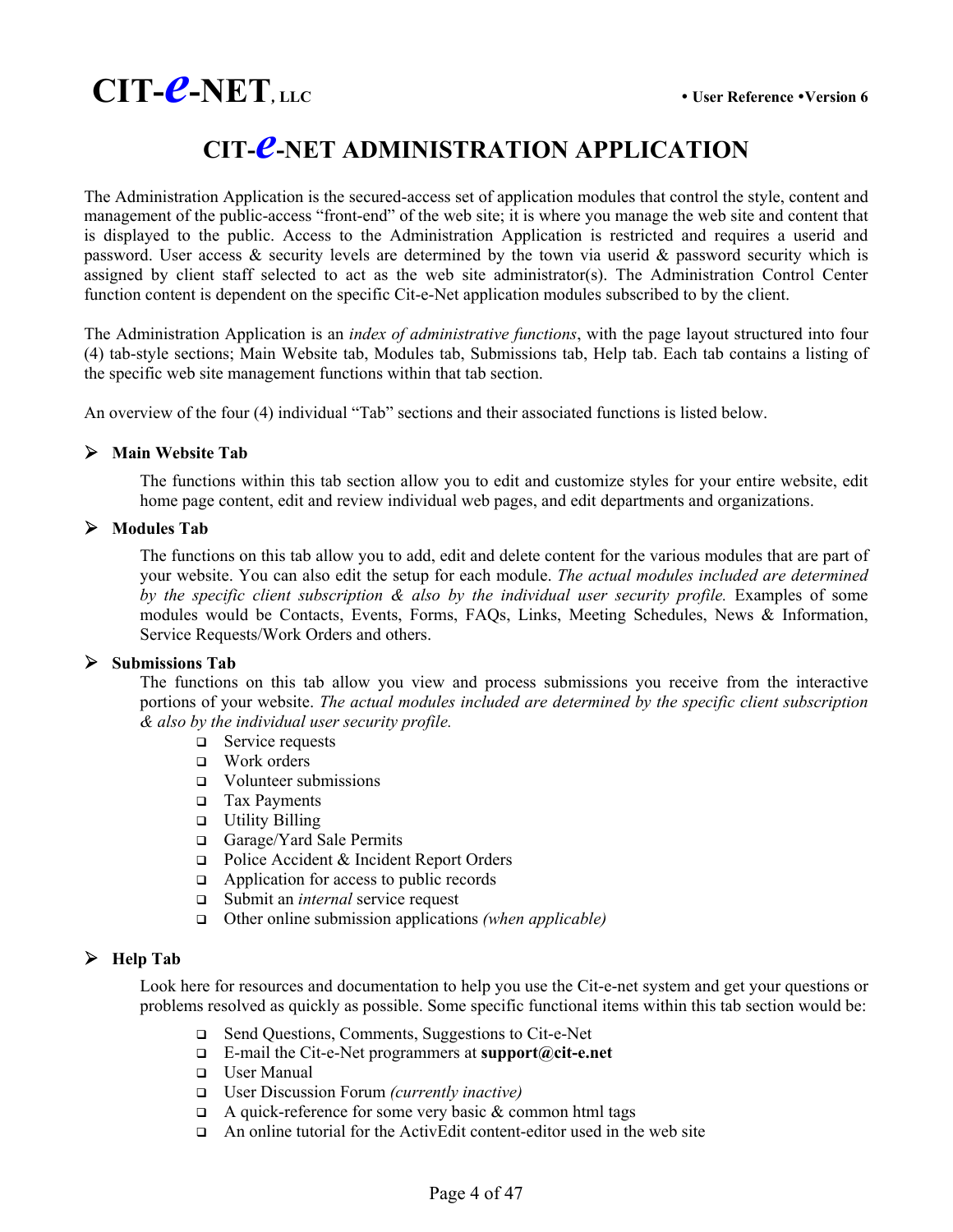# CIT-*e*-NET ADMINISTRATION APPLICATION

The Administration Application is the secured-access set of application modules that control the style, content and management of the public-access "front-end" of the web site; it is where you manage the web site and content that is displayed to the public. Access to the Administration Application is restricted and requires a userid and password. User access & security levels are determined by the town via userid & password security which is assigned by client staff selected to act as the web site administrator(s). The Administration Control Center function content is dependent on the specific Cit-e-Net application modules subscribed to by the client.

The Administration Application is an *index of administrative functions*, with the page layout structured into four (4) tab-style sections; Main Website tab, Modules tab, Submissions tab, Help tab. Each tab contains a listing of the specific web site management functions within that tab section.

An overview of the four (4) individual "Tab" sections and their associated functions is listed below.

- **Main Website Tab**

  The functions within this tab section allow you to edit and customize styles for your entire website, edit home page content, edit and review individual web pages, and edit departments and organizations.

- **Modules Tab**

  The functions on this tab allow you to add, edit and delete content for the various modules that are part of your website. You can also edit the setup for each module. *The actual modules included are determined by the specific client subscription & also by the individual user security profile.* Examples of some modules would be Contacts, Events, Forms, FAQs, Links, Meeting Schedules, News & Information, Service Requests/Work Orders and others.

- **Submissions Tab**

  The functions on this tab allow you view and process submissions you receive from the interactive portions of your website. *The actual modules included are determined by the specific client subscription & also by the individual user security profile.*

  - Service requests
  - Work orders
  - Volunteer submissions
  - Tax Payments
  - Utility Billing
  - Garage/Yard Sale Permits
  - Police Accident & Incident Report Orders
  - Application for access to public records
  - Submit an *internal* service request
  - Other online submission applications *(when applicable)*

- **Help Tab**

  Look here for resources and documentation to help you use the Cit-e-net system and get your questions or problems resolved as quickly as possible. Some specific functional items within this tab section would be:

  - Send Questions, Comments, Suggestions to Cit-e-Net
  - E-mail the Cit-e-Net programmers at **support@cit-e.net**
  - User Manual
  - User Discussion Forum *(currently inactive)*
  - A quick-reference for some very basic & common html tags
  - An online tutorial for the ActivEdit content-editor used in the web site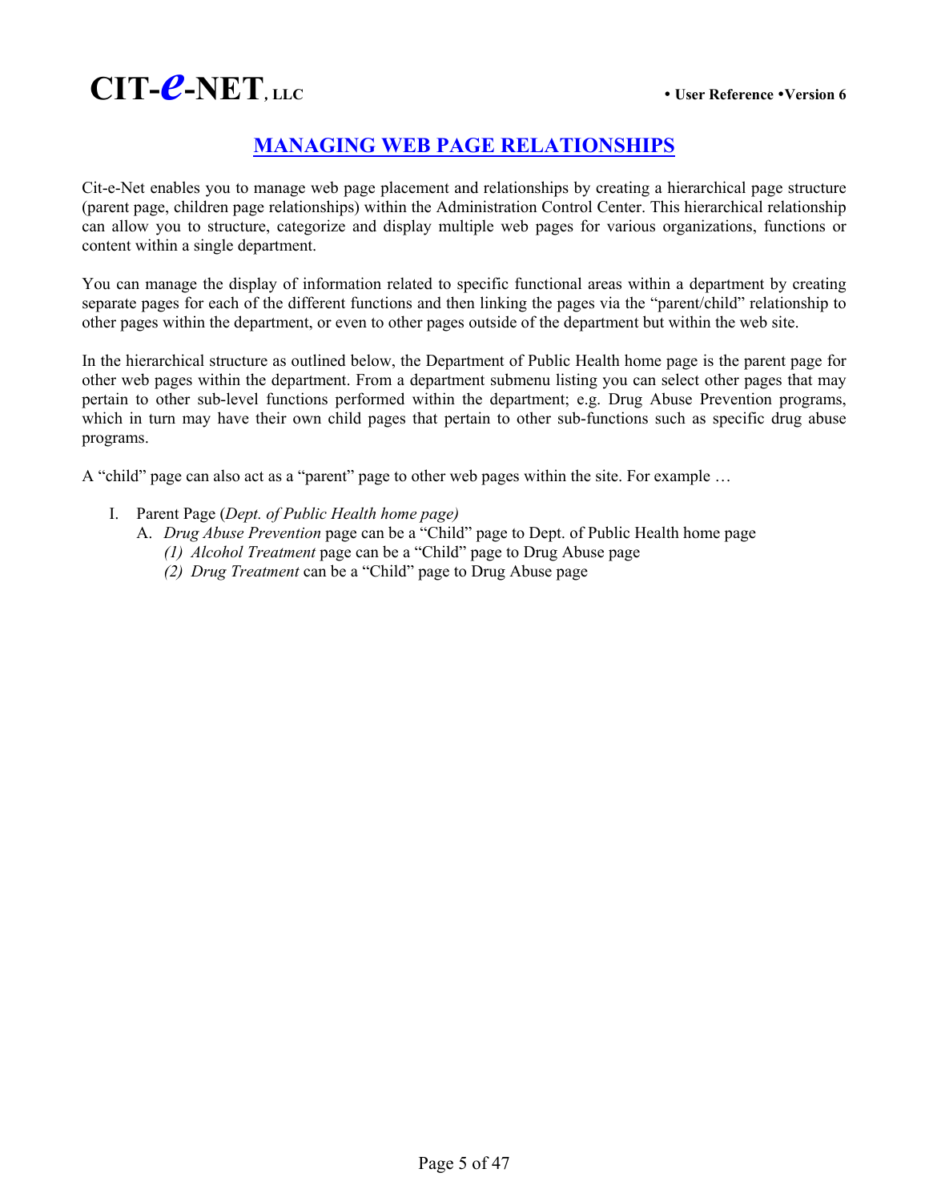# MANAGING WEB PAGE RELATIONSHIPS

Cit-e-Net enables you to manage web page placement and relationships by creating a hierarchical page structure (parent page, children page relationships) within the Administration Control Center. This hierarchical relationship can allow you to structure, categorize and display multiple web pages for various organizations, functions or content within a single department.

You can manage the display of information related to specific functional areas within a department by creating separate pages for each of the different functions and then linking the pages via the "parent/child" relationship to other pages within the department, or even to other pages outside of the department but within the web site.

In the hierarchical structure as outlined below, the Department of Public Health home page is the parent page for other web pages within the department. From a department submenu listing you can select other pages that may pertain to other sub-level functions performed within the department; e.g. Drug Abuse Prevention programs, which in turn may have their own child pages that pertain to other sub-functions such as specific drug abuse programs.

A "child" page can also act as a "parent" page to other web pages within the site. For example …

I. Parent Page (*Dept. of Public Health home page)*
   A. *Drug Abuse Prevention* page can be a "Child" page to Dept. of Public Health home page
      *(1) Alcohol Treatment* page can be a "Child" page to Drug Abuse page
      *(2) Drug Treatment* can be a "Child" page to Drug Abuse page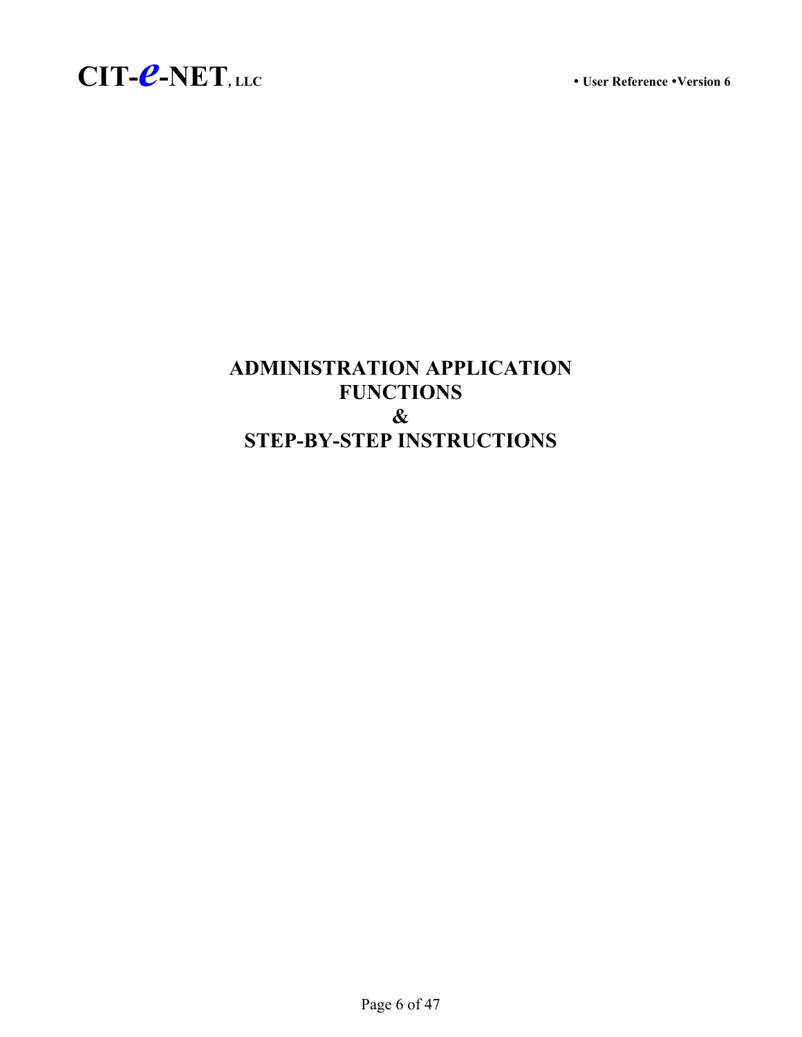# ADMINISTRATION APPLICATION FUNCTIONS & STEP-BY-STEP INSTRUCTIONS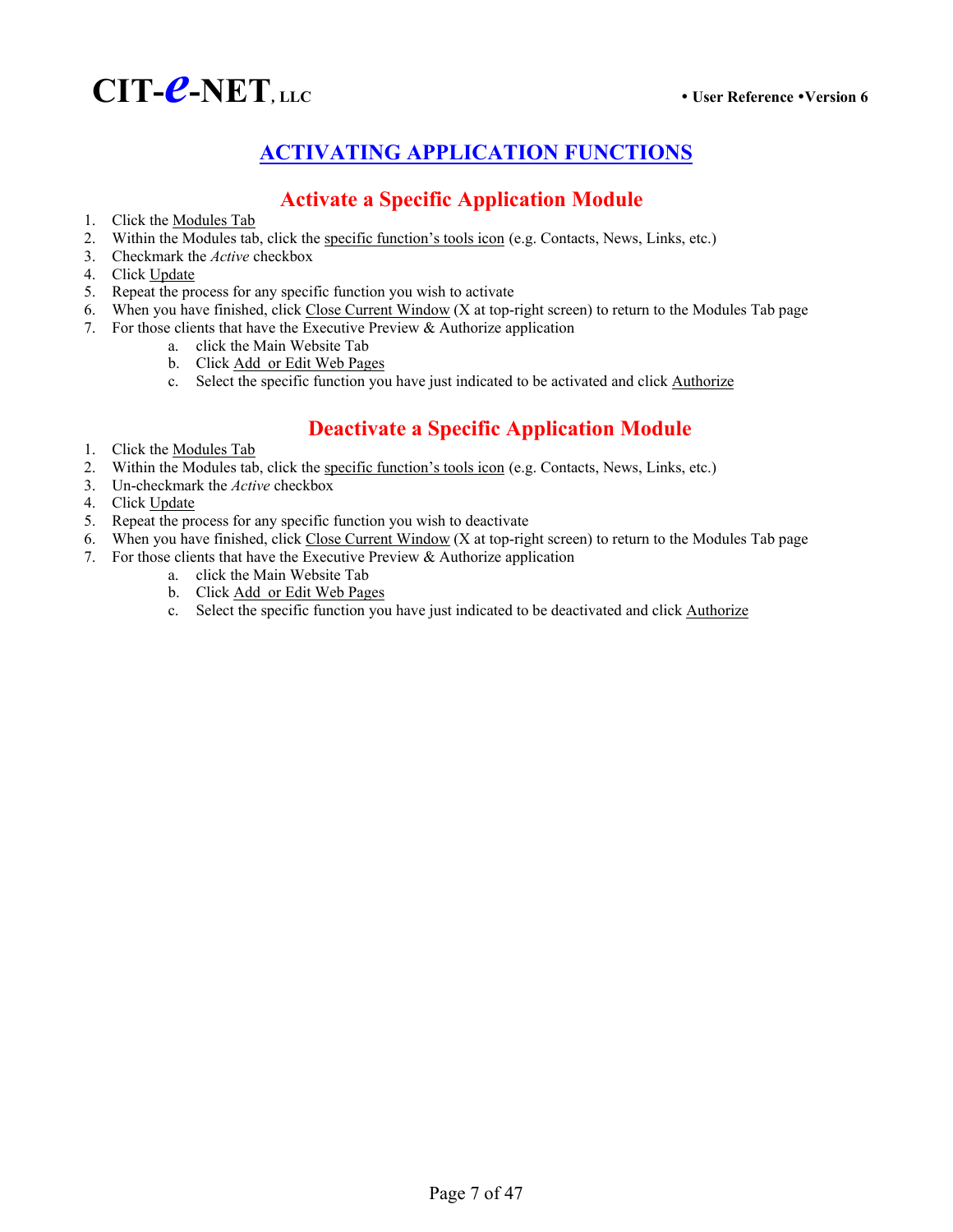# ACTIVATING APPLICATION FUNCTIONS

## Activate a Specific Application Module

1. Click the Modules Tab
2. Within the Modules tab, click the specific function's tools icon (e.g. Contacts, News, Links, etc.)
3. Checkmark the *Active* checkbox
4. Click Update
5. Repeat the process for any specific function you wish to activate
6. When you have finished, click Close Current Window (X at top-right screen) to return to the Modules Tab page
7. For those clients that have the Executive Preview & Authorize application
   a. click the Main Website Tab
   b. Click Add or Edit Web Pages
   c. Select the specific function you have just indicated to be activated and click Authorize

## Deactivate a Specific Application Module

1. Click the Modules Tab
2. Within the Modules tab, click the specific function's tools icon (e.g. Contacts, News, Links, etc.)
3. Un-checkmark the *Active* checkbox
4. Click Update
5. Repeat the process for any specific function you wish to deactivate
6. When you have finished, click Close Current Window (X at top-right screen) to return to the Modules Tab page
7. For those clients that have the Executive Preview & Authorize application
   a. click the Main Website Tab
   b. Click Add or Edit Web Pages
   c. Select the specific function you have just indicated to be deactivated and click Authorize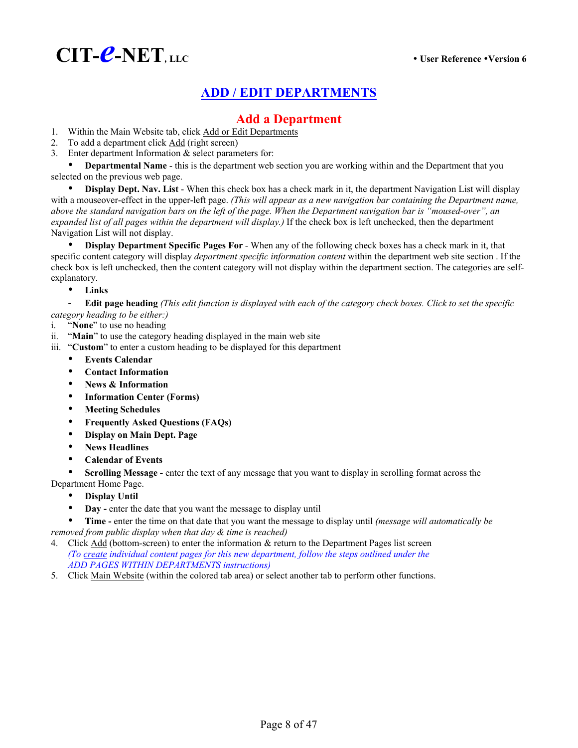# ADD / EDIT DEPARTMENTS

## Add a Department

1. Within the Main Website tab, click Add or Edit Departments
2. To add a department click Add (right screen)
3. Enter department Information & select parameters for:

- **Departmental Name** - this is the department web section you are working within and the Department that you selected on the previous web page.
- **Display Dept. Nav. List** - When this check box has a check mark in it, the department Navigation List will display with a mouseover-effect in the upper-left page. *(This will appear as a new navigation bar containing the Department name, above the standard navigation bars on the left of the page. When the Department navigation bar is "moused-over", an expanded list of all pages within the department will display.)* If the check box is left unchecked, then the department Navigation List will not display.
- **Display Department Specific Pages For** - When any of the following check boxes has a check mark in it, that specific content category will display *department specific information content* within the department web site section . If the check box is left unchecked, then the content category will not display within the department section. The categories are self-explanatory.
- **Links**

- **Edit page heading** *(This edit function is displayed with each of the category check boxes. Click to set the specific category heading to be either:)*

i. "**None**" to use no heading
ii. "**Main**" to use the category heading displayed in the main web site
iii. "**Custom**" to enter a custom heading to be displayed for this department

- **Events Calendar**
- **Contact Information**
- **News & Information**
- **Information Center (Forms)**
- **Meeting Schedules**
- **Frequently Asked Questions (FAQs)**
- **Display on Main Dept. Page**
- **News Headlines**
- **Calendar of Events**
- **Scrolling Message -** enter the text of any message that you want to display in scrolling format across the Department Home Page.
- **Display Until**
- **Day -** enter the date that you want the message to display until
- **Time -** enter the time on that date that you want the message to display until *(message will automatically be removed from public display when that day & time is reached)*

4. Click Add (bottom-screen) to enter the information & return to the Department Pages list screen
   *(To create individual content pages for this new department, follow the steps outlined under the ADD PAGES WITHIN DEPARTMENTS instructions)*
5. Click Main Website (within the colored tab area) or select another tab to perform other functions.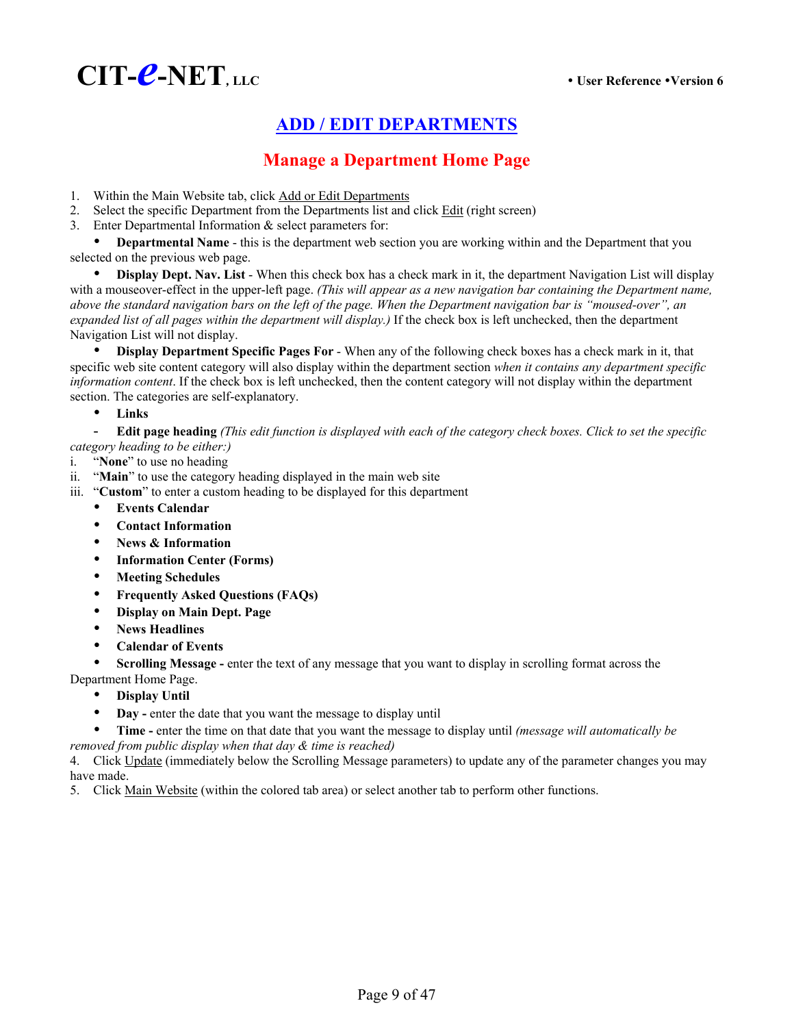# ADD / EDIT DEPARTMENTS

## Manage a Department Home Page

1. Within the Main Website tab, click Add or Edit Departments
2. Select the specific Department from the Departments list and click Edit (right screen)
3. Enter Departmental Information & select parameters for:

- **Departmental Name** - this is the department web section you are working within and the Department that you selected on the previous web page.
- **Display Dept. Nav. List** - When this check box has a check mark in it, the department Navigation List will display with a mouseover-effect in the upper-left page. *(This will appear as a new navigation bar containing the Department name, above the standard navigation bars on the left of the page. When the Department navigation bar is "moused-over", an expanded list of all pages within the department will display.)* If the check box is left unchecked, then the department Navigation List will not display.
- **Display Department Specific Pages For** - When any of the following check boxes has a check mark in it, that specific web site content category will also display within the department section *when it contains any department specific information content*. If the check box is left unchecked, then the content category will not display within the department section. The categories are self-explanatory.
- **Links**

- **Edit page heading** *(This edit function is displayed with each of the category check boxes. Click to set the specific category heading to be either:)*

i. "**None**" to use no heading
ii. "**Main**" to use the category heading displayed in the main web site
iii. "**Custom**" to enter a custom heading to be displayed for this department

- **Events Calendar**
- **Contact Information**
- **News & Information**
- **Information Center (Forms)**
- **Meeting Schedules**
- **Frequently Asked Questions (FAQs)**
- **Display on Main Dept. Page**
- **News Headlines**
- **Calendar of Events**
- **Scrolling Message -** enter the text of any message that you want to display in scrolling format across the Department Home Page.
- **Display Until**
- **Day -** enter the date that you want the message to display until
- **Time -** enter the time on that date that you want the message to display until *(message will automatically be removed from public display when that day & time is reached)*

4. Click Update (immediately below the Scrolling Message parameters) to update any of the parameter changes you may have made.
5. Click Main Website (within the colored tab area) or select another tab to perform other functions.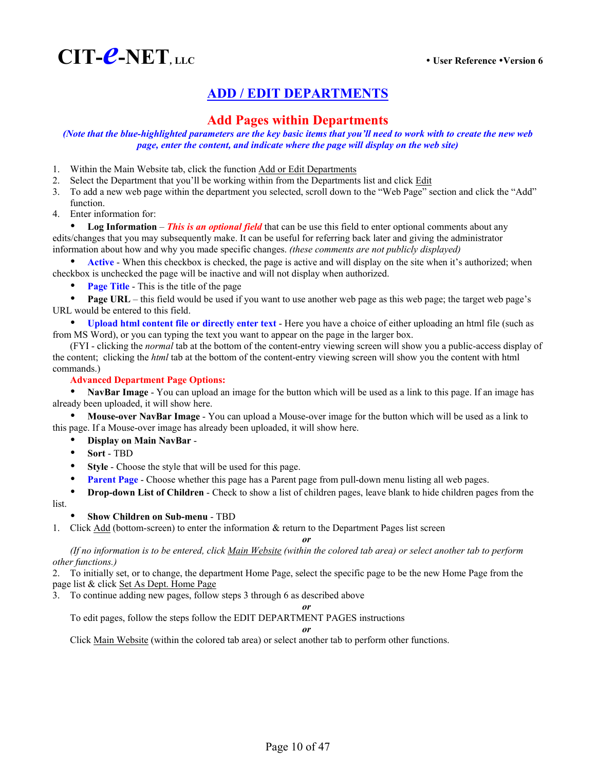# ADD / EDIT DEPARTMENTS

## Add Pages within Departments

***(Note that the blue-highlighted parameters are the key basic items that you'll need to work with to create the new web page, enter the content, and indicate where the page will display on the web site)***

1. Within the Main Website tab, click the function Add or Edit Departments
2. Select the Department that you'll be working within from the Departments list and click Edit
3. To add a new web page within the department you selected, scroll down to the "Web Page" section and click the "Add" function.
4. Enter information for:

- **Log Information** – ***This is an optional field*** that can be use this field to enter optional comments about any edits/changes that you may subsequently make. It can be useful for referring back later and giving the administrator information about how and why you made specific changes. *(these comments are not publicly displayed)*
- **Active** - When this checkbox is checked, the page is active and will display on the site when it's authorized; when checkbox is unchecked the page will be inactive and will not display when authorized.
- **Page Title** - This is the title of the page
- **Page URL** – this field would be used if you want to use another web page as this web page; the target web page's URL would be entered to this field.
- **Upload html content file or directly enter text** - Here you have a choice of either uploading an html file (such as from MS Word), or you can typing the text you want to appear on the page in the larger box.

(FYI - clicking the *normal* tab at the bottom of the content-entry viewing screen will show you a public-access display of the content; clicking the *html* tab at the bottom of the content-entry viewing screen will show you the content with html commands.)

**Advanced Department Page Options:**

- **NavBar Image** - You can upload an image for the button which will be used as a link to this page. If an image has already been uploaded, it will show here.
- **Mouse-over NavBar Image** - You can upload a Mouse-over image for the button which will be used as a link to this page. If a Mouse-over image has already been uploaded, it will show here.
- **Display on Main NavBar** -
- **Sort** - TBD
- **Style** - Choose the style that will be used for this page.
- **Parent Page** - Choose whether this page has a Parent page from pull-down menu listing all web pages.
- **Drop-down List of Children** - Check to show a list of children pages, leave blank to hide children pages from the list.
- **Show Children on Sub-menu** - TBD

1. Click Add (bottom-screen) to enter the information & return to the Department Pages list screen

***or***

*(If no information is to be entered, click Main Website (within the colored tab area) or select another tab to perform other functions.)*

2. To initially set, or to change, the department Home Page, select the specific page to be the new Home Page from the page list & click Set As Dept. Home Page
3. To continue adding new pages, follow steps 3 through 6 as described above

***or***

To edit pages, follow the steps follow the EDIT DEPARTMENT PAGES instructions

***or***

Click Main Website (within the colored tab area) or select another tab to perform other functions.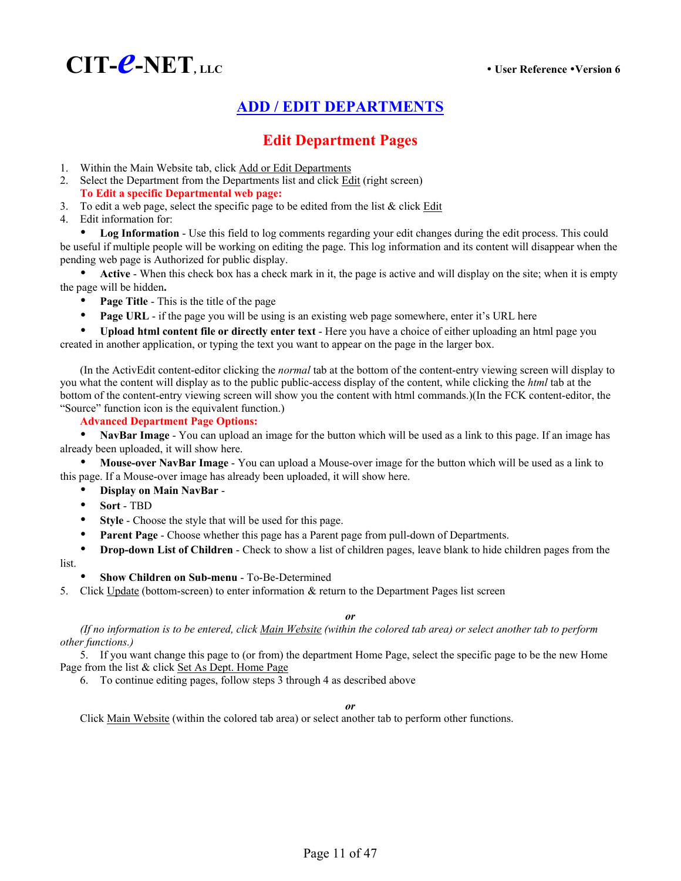# ADD / EDIT DEPARTMENTS

## Edit Department Pages

1. Within the Main Website tab, click Add or Edit Departments
2. Select the Department from the Departments list and click Edit (right screen)

**To Edit a specific Departmental web page:**

3. To edit a web page, select the specific page to be edited from the list & click Edit
4. Edit information for:

- **Log Information** - Use this field to log comments regarding your edit changes during the edit process. This could be useful if multiple people will be working on editing the page. This log information and its content will disappear when the pending web page is Authorized for public display.
- **Active** - When this check box has a check mark in it, the page is active and will display on the site; when it is empty the page will be hidden**.**
- **Page Title** - This is the title of the page
- **Page URL** - if the page you will be using is an existing web page somewhere, enter it's URL here
- **Upload html content file or directly enter text** - Here you have a choice of either uploading an html page you created in another application, or typing the text you want to appear on the page in the larger box.

(In the ActivEdit content-editor clicking the *normal* tab at the bottom of the content-entry viewing screen will display to you what the content will display as to the public public-access display of the content, while clicking the *html* tab at the bottom of the content-entry viewing screen will show you the content with html commands.)(In the FCK content-editor, the "Source" function icon is the equivalent function.)

**Advanced Department Page Options:**

- **NavBar Image** - You can upload an image for the button which will be used as a link to this page. If an image has already been uploaded, it will show here.
- **Mouse-over NavBar Image** - You can upload a Mouse-over image for the button which will be used as a link to this page. If a Mouse-over image has already been uploaded, it will show here.
- **Display on Main NavBar** -
- **Sort** - TBD
- **Style** - Choose the style that will be used for this page.
- **Parent Page** - Choose whether this page has a Parent page from pull-down of Departments.
- **Drop-down List of Children** - Check to show a list of children pages, leave blank to hide children pages from the list.
- **Show Children on Sub-menu** - To-Be-Determined

5. Click Update (bottom-screen) to enter information & return to the Department Pages list screen

***or***

*(If no information is to be entered, click Main Website (within the colored tab area) or select another tab to perform other functions.)*

5. If you want change this page to (or from) the department Home Page, select the specific page to be the new Home Page from the list & click Set As Dept. Home Page
6. To continue editing pages, follow steps 3 through 4 as described above

***or***

Click Main Website (within the colored tab area) or select another tab to perform other functions.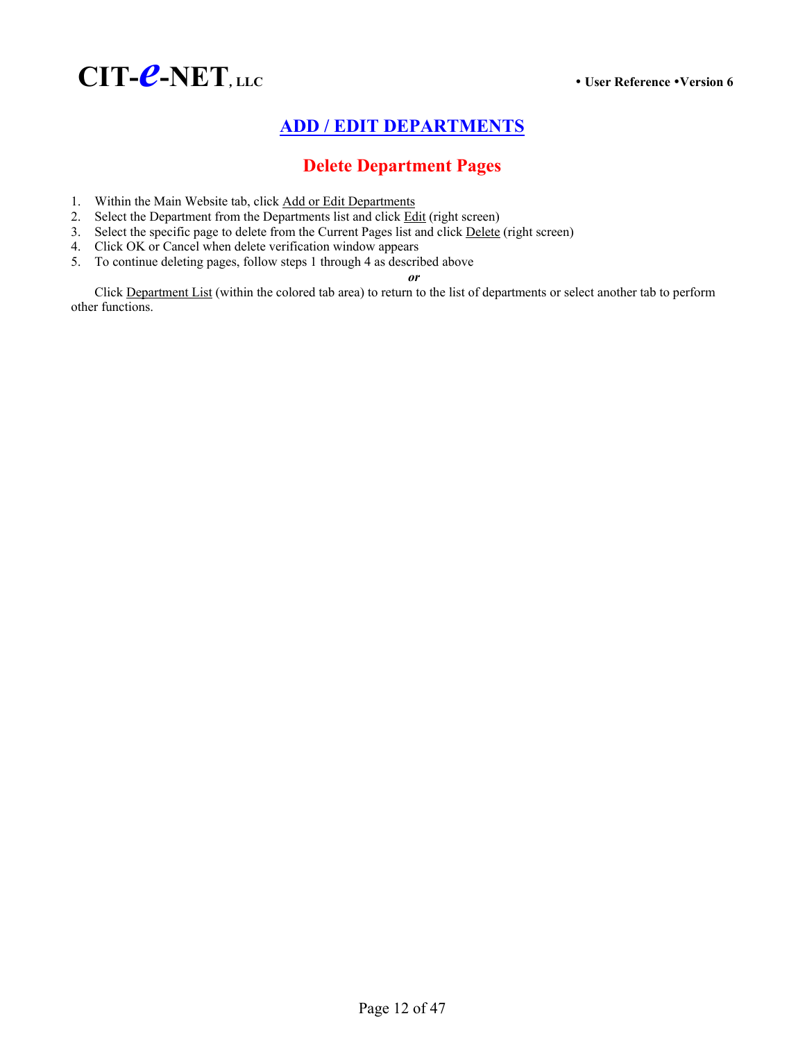# ADD / EDIT DEPARTMENTS

## Delete Department Pages

1. Within the Main Website tab, click Add or Edit Departments
2. Select the Department from the Departments list and click Edit (right screen)
3. Select the specific page to delete from the Current Pages list and click Delete (right screen)
4. Click OK or Cancel when delete verification window appears
5. To continue deleting pages, follow steps 1 through 4 as described above

***or***

Click Department List (within the colored tab area) to return to the list of departments or select another tab to perform other functions.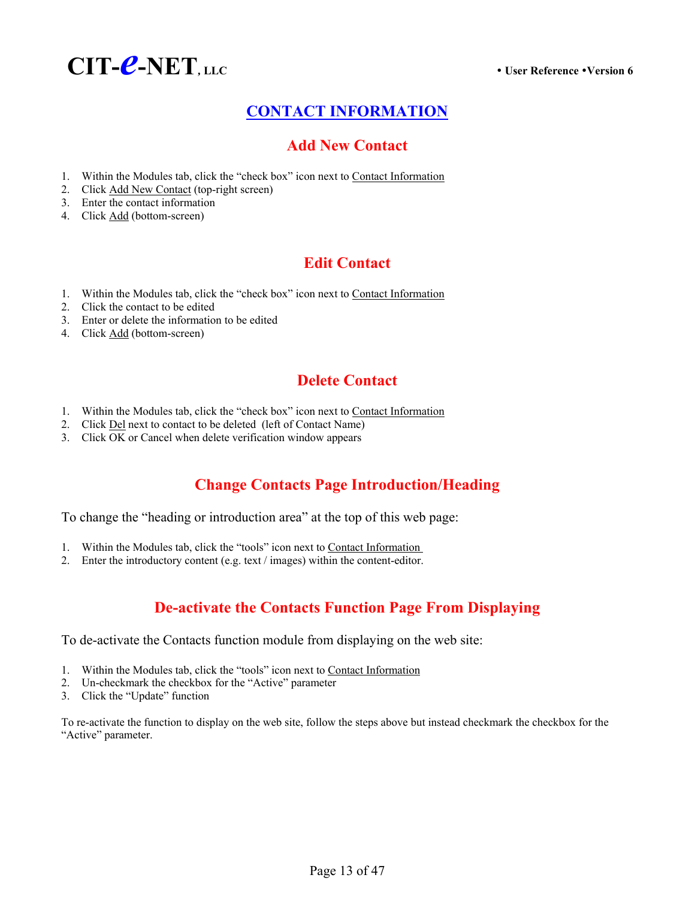# CONTACT INFORMATION

## Add New Contact

1. Within the Modules tab, click the "check box" icon next to Contact Information
2. Click Add New Contact (top-right screen)
3. Enter the contact information
4. Click Add (bottom-screen)

## Edit Contact

1. Within the Modules tab, click the "check box" icon next to Contact Information
2. Click the contact to be edited
3. Enter or delete the information to be edited
4. Click Add (bottom-screen)

## Delete Contact

1. Within the Modules tab, click the "check box" icon next to Contact Information
2. Click Del next to contact to be deleted (left of Contact Name)
3. Click OK or Cancel when delete verification window appears

## Change Contacts Page Introduction/Heading

To change the "heading or introduction area" at the top of this web page:

1. Within the Modules tab, click the "tools" icon next to Contact Information
2. Enter the introductory content (e.g. text / images) within the content-editor.

## De-activate the Contacts Function Page From Displaying

To de-activate the Contacts function module from displaying on the web site:

1. Within the Modules tab, click the "tools" icon next to Contact Information
2. Un-checkmark the checkbox for the "Active" parameter
3. Click the "Update" function

To re-activate the function to display on the web site, follow the steps above but instead checkmark the checkbox for the "Active" parameter.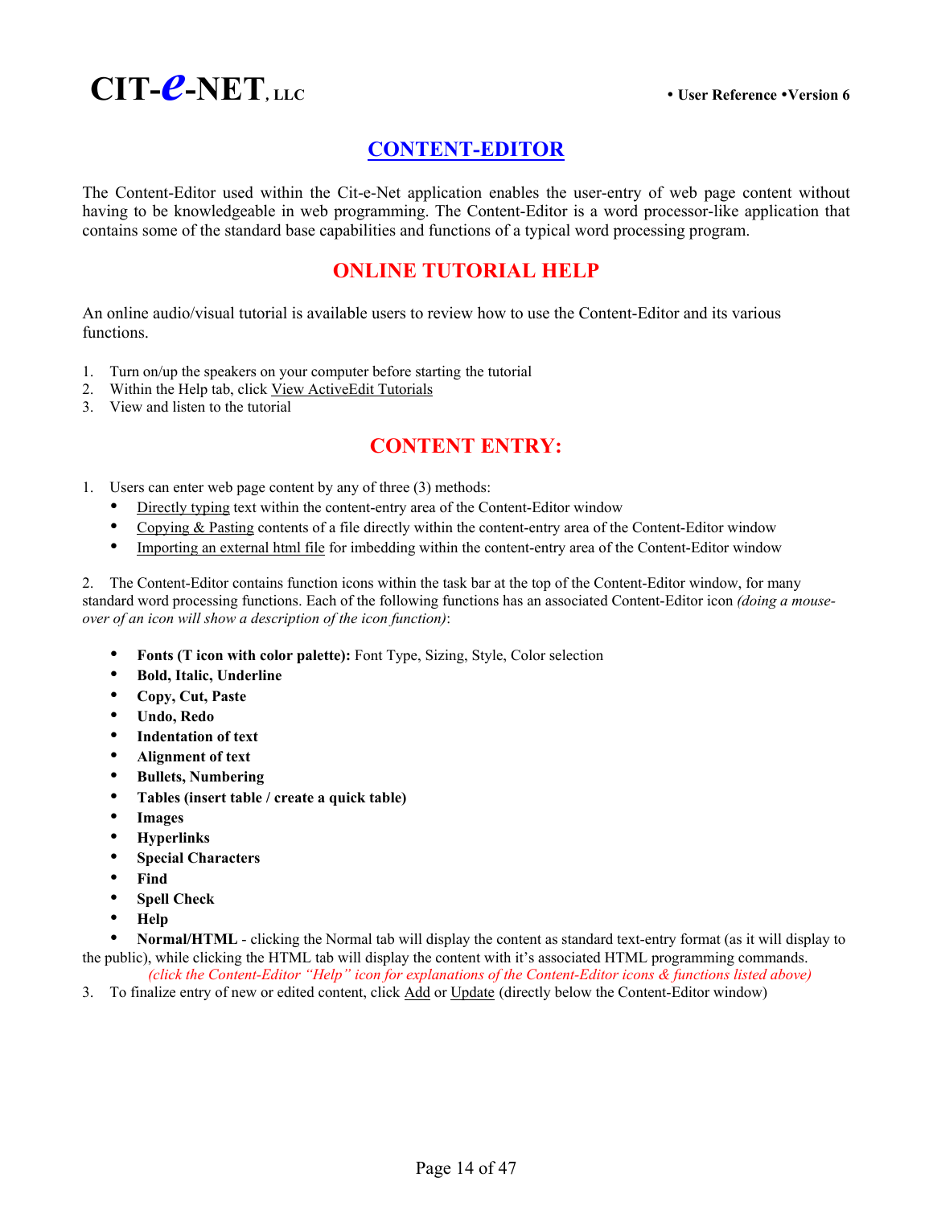# CONTENT-EDITOR

The Content-Editor used within the Cit-e-Net application enables the user-entry of web page content without having to be knowledgeable in web programming. The Content-Editor is a word processor-like application that contains some of the standard base capabilities and functions of a typical word processing program.

## ONLINE TUTORIAL HELP

An online audio/visual tutorial is available users to review how to use the Content-Editor and its various functions.

1. Turn on/up the speakers on your computer before starting the tutorial
2. Within the Help tab, click View ActiveEdit Tutorials
3. View and listen to the tutorial

## CONTENT ENTRY:

1. Users can enter web page content by any of three (3) methods:
   - Directly typing text within the content-entry area of the Content-Editor window
   - Copying & Pasting contents of a file directly within the content-entry area of the Content-Editor window
   - Importing an external html file for imbedding within the content-entry area of the Content-Editor window

2. The Content-Editor contains function icons within the task bar at the top of the Content-Editor window, for many standard word processing functions. Each of the following functions has an associated Content-Editor icon *(doing a mouse-over of an icon will show a description of the icon function)*:

   - **Fonts (T icon with color palette):** Font Type, Sizing, Style, Color selection
   - **Bold, Italic, Underline**
   - **Copy, Cut, Paste**
   - **Undo, Redo**
   - **Indentation of text**
   - **Alignment of text**
   - **Bullets, Numbering**
   - **Tables (insert table / create a quick table)**
   - **Images**
   - **Hyperlinks**
   - **Special Characters**
   - **Find**
   - **Spell Check**
   - **Help**
   - **Normal/HTML** - clicking the Normal tab will display the content as standard text-entry format (as it will display to the public), while clicking the HTML tab will display the content with it's associated HTML programming commands.

   *(click the Content-Editor "Help" icon for explanations of the Content-Editor icons & functions listed above)*

3. To finalize entry of new or edited content, click Add or Update (directly below the Content-Editor window)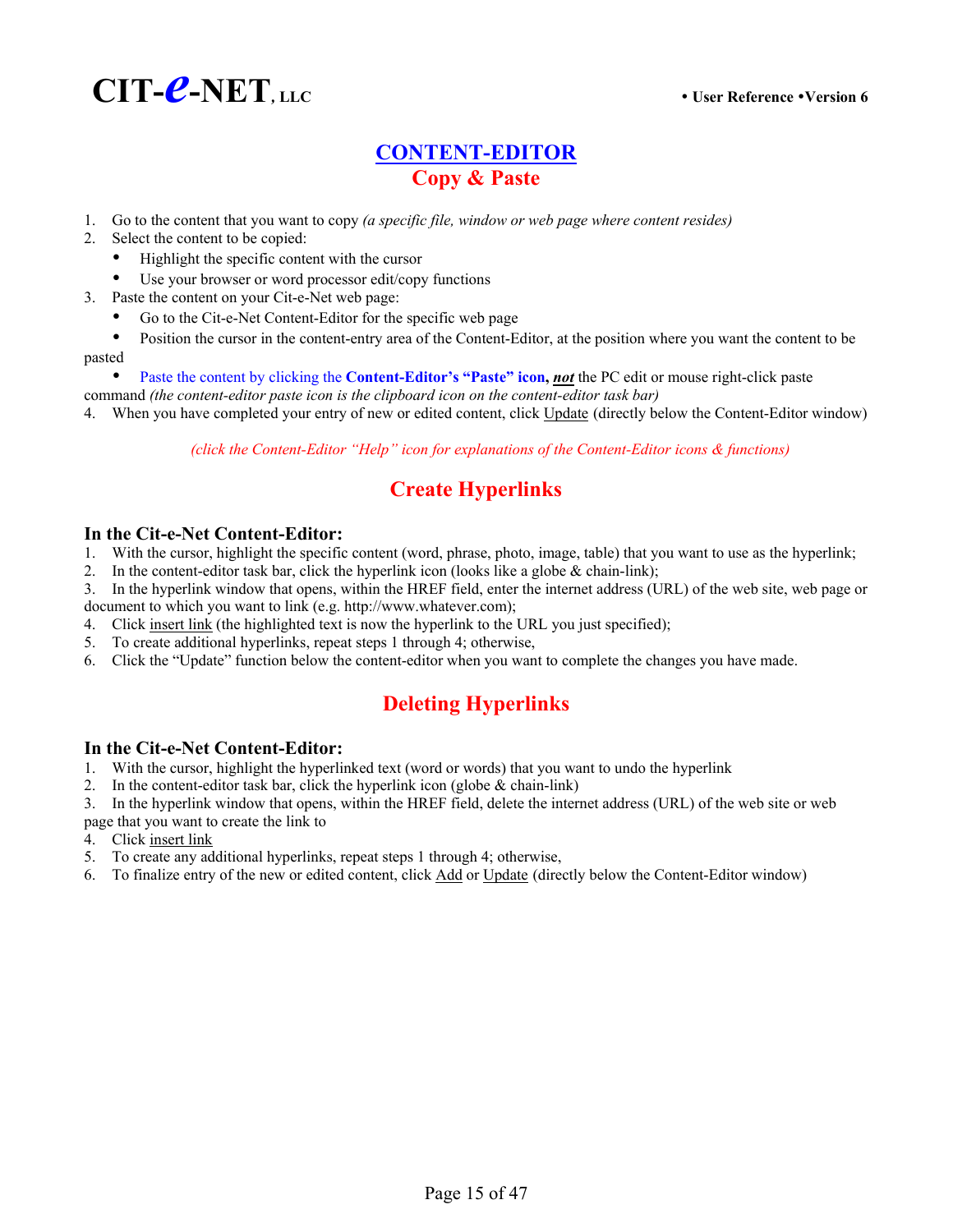# CONTENT-EDITOR

## Copy & Paste

1. Go to the content that you want to copy *(a specific file, window or web page where content resides)*
2. Select the content to be copied:
   - Highlight the specific content with the cursor
   - Use your browser or word processor edit/copy functions
3. Paste the content on your Cit-e-Net web page:
   - Go to the Cit-e-Net Content-Editor for the specific web page
   - Position the cursor in the content-entry area of the Content-Editor, at the position where you want the content to be pasted
   - Paste the content by clicking the **Content-Editor's "Paste" icon,** ***not*** the PC edit or mouse right-click paste command *(the content-editor paste icon is the clipboard icon on the content-editor task bar)*
4. When you have completed your entry of new or edited content, click Update (directly below the Content-Editor window)

*(click the Content-Editor "Help" icon for explanations of the Content-Editor icons & functions)*

## Create Hyperlinks

### In the Cit-e-Net Content-Editor:

1. With the cursor, highlight the specific content (word, phrase, photo, image, table) that you want to use as the hyperlink;
2. In the content-editor task bar, click the hyperlink icon (looks like a globe & chain-link);
3. In the hyperlink window that opens, within the HREF field, enter the internet address (URL) of the web site, web page or document to which you want to link (e.g. http://www.whatever.com);
4. Click insert link (the highlighted text is now the hyperlink to the URL you just specified);
5. To create additional hyperlinks, repeat steps 1 through 4; otherwise,
6. Click the "Update" function below the content-editor when you want to complete the changes you have made.

## Deleting Hyperlinks

### In the Cit-e-Net Content-Editor:

1. With the cursor, highlight the hyperlinked text (word or words) that you want to undo the hyperlink
2. In the content-editor task bar, click the hyperlink icon (globe & chain-link)
3. In the hyperlink window that opens, within the HREF field, delete the internet address (URL) of the web site or web page that you want to create the link to
4. Click insert link
5. To create any additional hyperlinks, repeat steps 1 through 4; otherwise,
6. To finalize entry of the new or edited content, click Add or Update (directly below the Content-Editor window)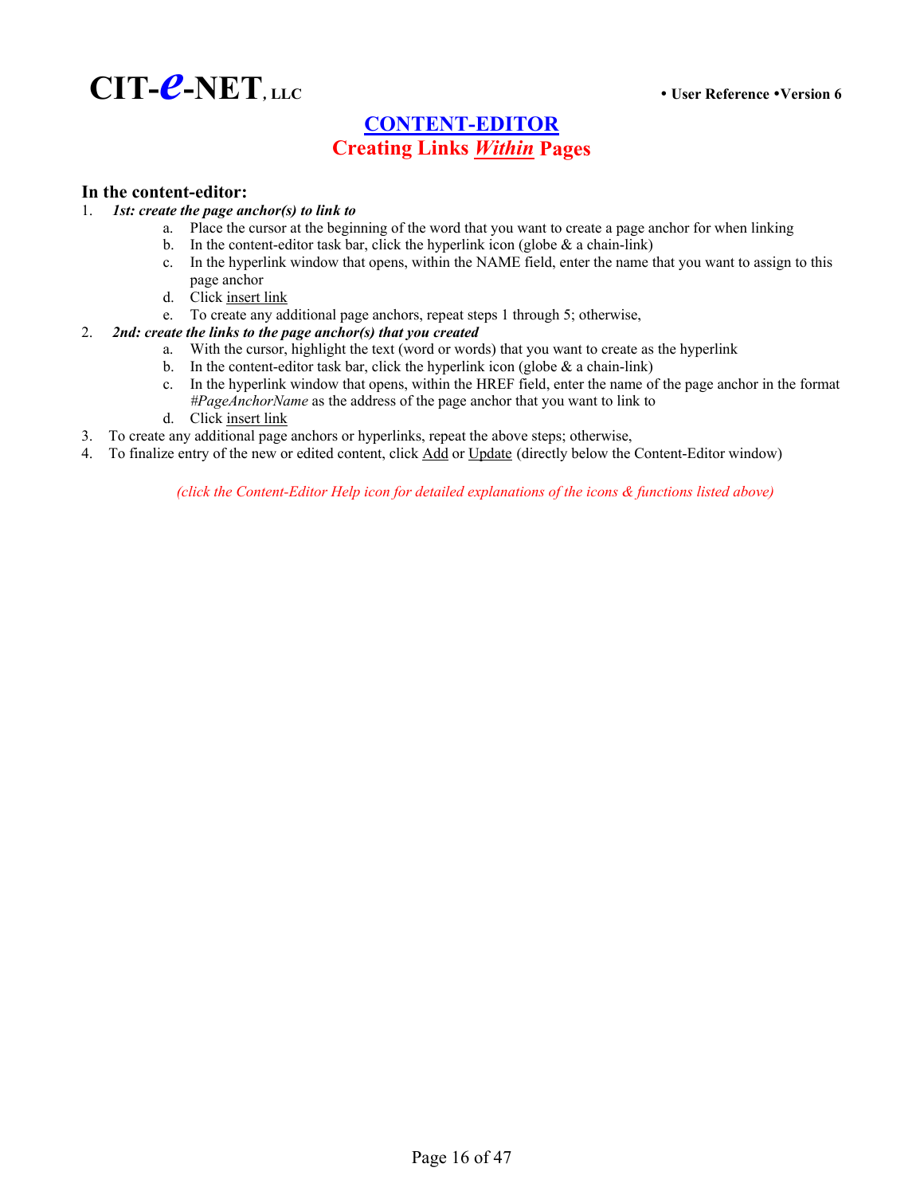## CONTENT-EDITOR

## Creating Links *Within* Pages

### In the content-editor:

1. ***1st: create the page anchor(s) to link to***
   a. Place the cursor at the beginning of the word that you want to create a page anchor for when linking
   b. In the content-editor task bar, click the hyperlink icon (globe & a chain-link)
   c. In the hyperlink window that opens, within the NAME field, enter the name that you want to assign to this page anchor
   d. Click insert link
   e. To create any additional page anchors, repeat steps 1 through 5; otherwise,
2. ***2nd: create the links to the page anchor(s) that you created***
   a. With the cursor, highlight the text (word or words) that you want to create as the hyperlink
   b. In the content-editor task bar, click the hyperlink icon (globe & a chain-link)
   c. In the hyperlink window that opens, within the HREF field, enter the name of the page anchor in the format *#PageAnchorName* as the address of the page anchor that you want to link to
   d. Click insert link
3. To create any additional page anchors or hyperlinks, repeat the above steps; otherwise,
4. To finalize entry of the new or edited content, click Add or Update (directly below the Content-Editor window)

*(click the Content-Editor Help icon for detailed explanations of the icons & functions listed above)*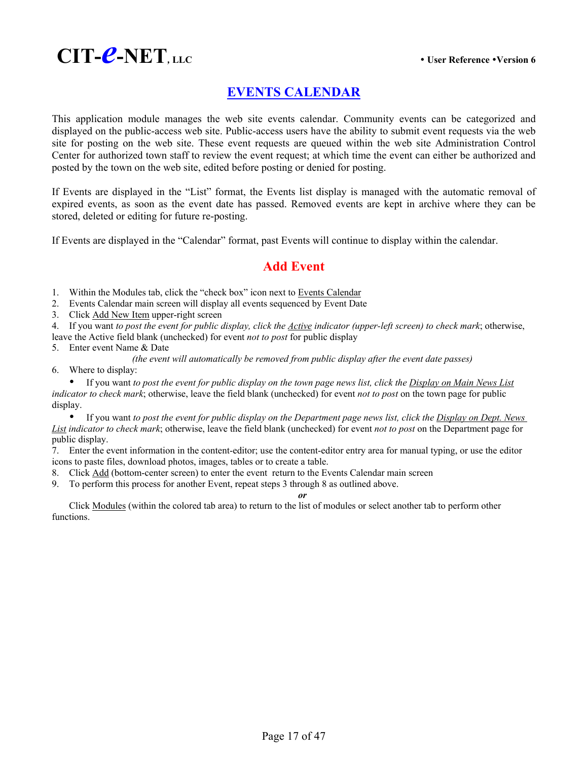## EVENTS CALENDAR

This application module manages the web site events calendar. Community events can be categorized and displayed on the public-access web site. Public-access users have the ability to submit event requests via the web site for posting on the web site. These event requests are queued within the web site Administration Control Center for authorized town staff to review the event request; at which time the event can either be authorized and posted by the town on the web site, edited before posting or denied for posting.

If Events are displayed in the "List" format, the Events list display is managed with the automatic removal of expired events, as soon as the event date has passed. Removed events are kept in archive where they can be stored, deleted or editing for future re-posting.

If Events are displayed in the "Calendar" format, past Events will continue to display within the calendar.

### Add Event

1. Within the Modules tab, click the "check box" icon next to Events Calendar
2. Events Calendar main screen will display all events sequenced by Event Date
3. Click Add New Item upper-right screen
4. If you want *to post the event for public display, click the Active indicator (upper-left screen) to check mark*; otherwise, leave the Active field blank (unchecked) for event *not to post* for public display
5. Enter event Name & Date

   *(the event will automatically be removed from public display after the event date passes)*
6. Where to display:
   - If you want *to post the event for public display on the town page news list, click the Display on Main News List indicator to check mark*; otherwise, leave the field blank (unchecked) for event *not to post* on the town page for public display.
   - If you want *to post the event for public display on the Department page news list, click the Display on Dept. News List indicator to check mark*; otherwise, leave the field blank (unchecked) for event *not to post* on the Department page for public display.
7. Enter the event information in the content-editor; use the content-editor entry area for manual typing, or use the editor icons to paste files, download photos, images, tables or to create a table.
8. Click Add (bottom-center screen) to enter the event return to the Events Calendar main screen
9. To perform this process for another Event, repeat steps 3 through 8 as outlined above.

   ***or***

   Click Modules (within the colored tab area) to return to the list of modules or select another tab to perform other functions.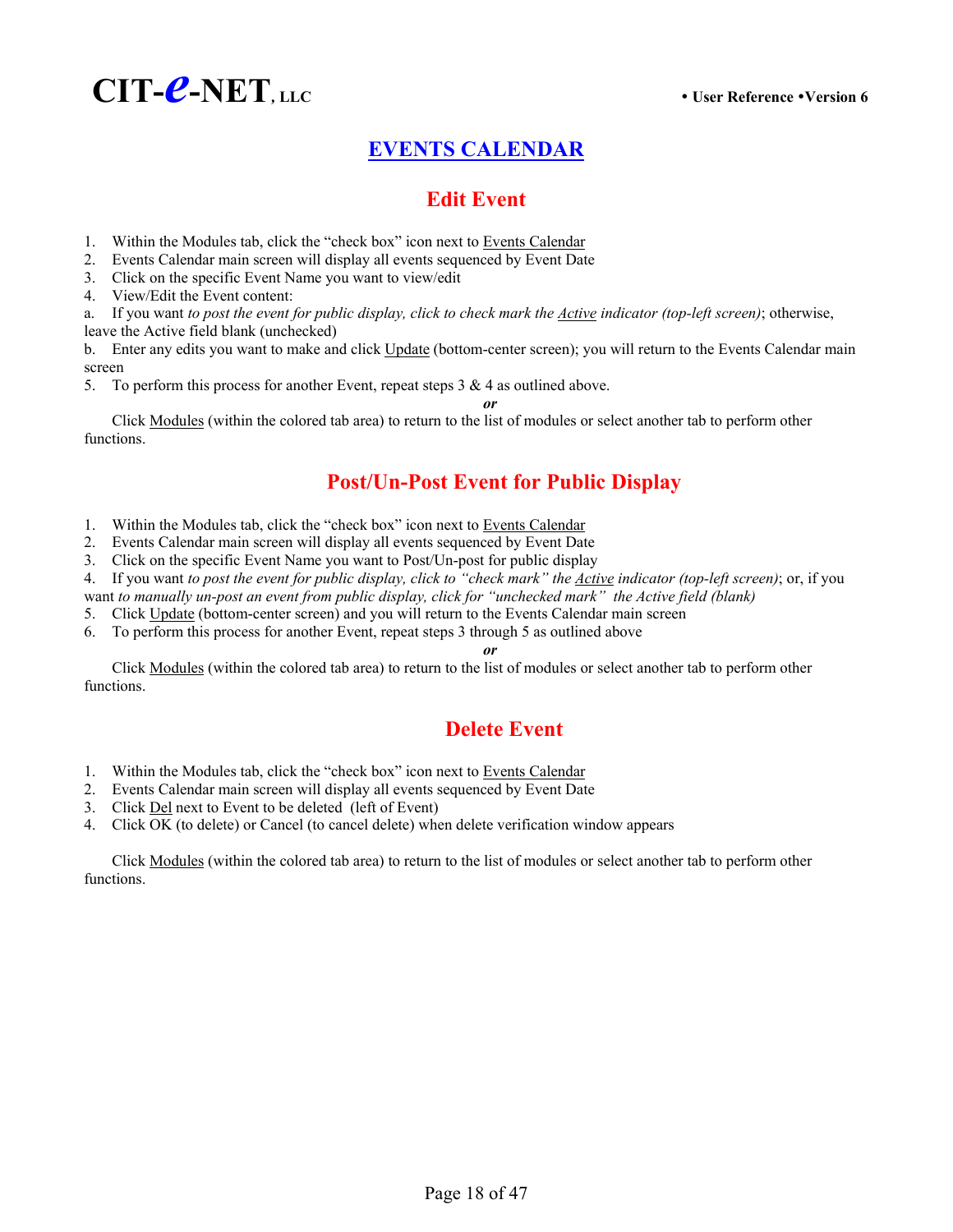# EVENTS CALENDAR

## Edit Event

1. Within the Modules tab, click the "check box" icon next to Events Calendar
2. Events Calendar main screen will display all events sequenced by Event Date
3. Click on the specific Event Name you want to view/edit
4. View/Edit the Event content:

a. If you want *to post the event for public display, click to check mark the Active indicator (top-left screen)*; otherwise, leave the Active field blank (unchecked)

b. Enter any edits you want to make and click Update (bottom-center screen); you will return to the Events Calendar main screen

5. To perform this process for another Event, repeat steps 3 & 4 as outlined above.

***or***

Click Modules (within the colored tab area) to return to the list of modules or select another tab to perform other functions.

## Post/Un-Post Event for Public Display

1. Within the Modules tab, click the "check box" icon next to Events Calendar
2. Events Calendar main screen will display all events sequenced by Event Date
3. Click on the specific Event Name you want to Post/Un-post for public display
4. If you want *to post the event for public display, click to "check mark" the Active indicator (top-left screen)*; or, if you want *to manually un-post an event from public display, click for "unchecked mark" the Active field (blank)*
5. Click Update (bottom-center screen) and you will return to the Events Calendar main screen
6. To perform this process for another Event, repeat steps 3 through 5 as outlined above

***or***

Click Modules (within the colored tab area) to return to the list of modules or select another tab to perform other functions.

## Delete Event

1. Within the Modules tab, click the "check box" icon next to Events Calendar
2. Events Calendar main screen will display all events sequenced by Event Date
3. Click Del next to Event to be deleted (left of Event)
4. Click OK (to delete) or Cancel (to cancel delete) when delete verification window appears

Click Modules (within the colored tab area) to return to the list of modules or select another tab to perform other functions.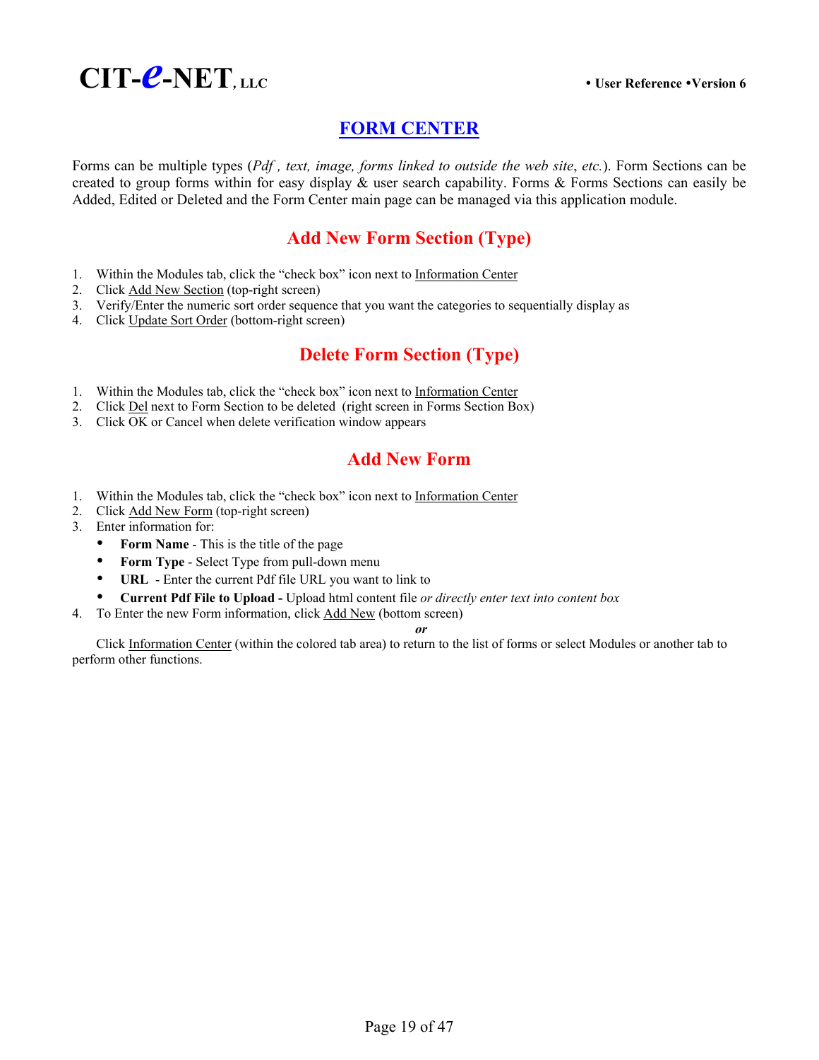# FORM CENTER

Forms can be multiple types (*Pdf , text, image, forms linked to outside the web site*, *etc.*). Form Sections can be created to group forms within for easy display & user search capability. Forms & Forms Sections can easily be Added, Edited or Deleted and the Form Center main page can be managed via this application module.

## Add New Form Section (Type)

1. Within the Modules tab, click the "check box" icon next to Information Center
2. Click Add New Section (top-right screen)
3. Verify/Enter the numeric sort order sequence that you want the categories to sequentially display as
4. Click Update Sort Order (bottom-right screen)

## Delete Form Section (Type)

1. Within the Modules tab, click the "check box" icon next to Information Center
2. Click Del next to Form Section to be deleted (right screen in Forms Section Box)
3. Click OK or Cancel when delete verification window appears

## Add New Form

1. Within the Modules tab, click the "check box" icon next to Information Center
2. Click Add New Form (top-right screen)
3. Enter information for:
   - **Form Name** - This is the title of the page
   - **Form Type** - Select Type from pull-down menu
   - **URL** - Enter the current Pdf file URL you want to link to
   - **Current Pdf File to Upload -** Upload html content file *or directly enter text into content box*
4. To Enter the new Form information, click Add New (bottom screen)

***or***

Click Information Center (within the colored tab area) to return to the list of forms or select Modules or another tab to perform other functions.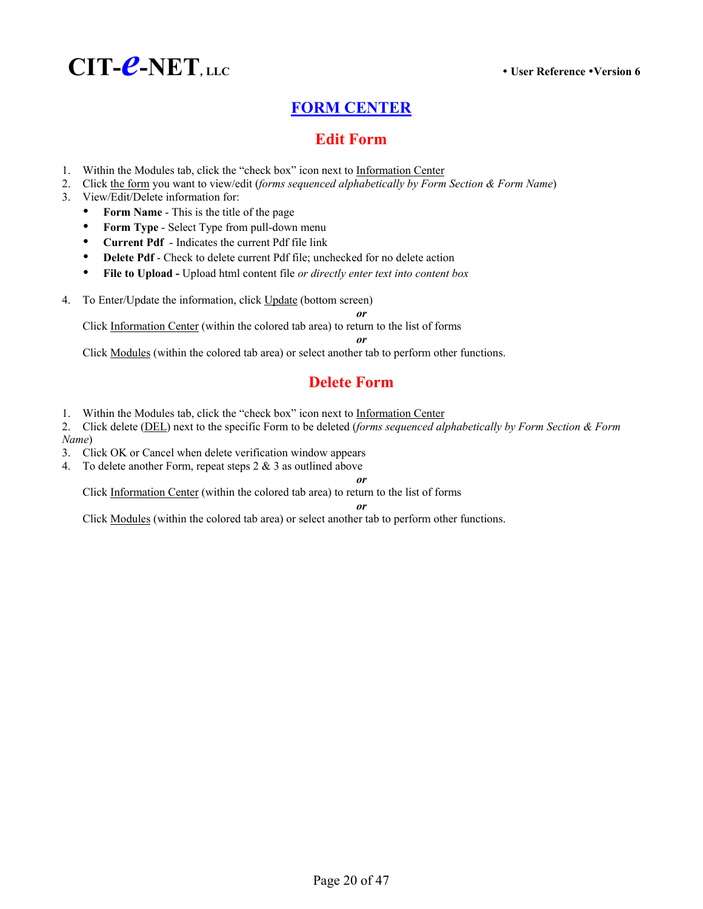# FORM CENTER

## Edit Form

1. Within the Modules tab, click the “check box” icon next to Information Center
2. Click the form you want to view/edit (*forms sequenced alphabetically by Form Section & Form Name*)
3. View/Edit/Delete information for:
   - **Form Name** - This is the title of the page
   - **Form Type** - Select Type from pull-down menu
   - **Current Pdf** - Indicates the current Pdf file link
   - **Delete Pdf** - Check to delete current Pdf file; unchecked for no delete action
   - **File to Upload -** Upload html content file *or directly enter text into content box*

4. To Enter/Update the information, click Update (bottom screen)

   ***or***

   Click Information Center (within the colored tab area) to return to the list of forms

   ***or***

   Click Modules (within the colored tab area) or select another tab to perform other functions.

## Delete Form

1. Within the Modules tab, click the “check box” icon next to Information Center
2. Click delete (DEL) next to the specific Form to be deleted (*forms sequenced alphabetically by Form Section & Form Name*)
3. Click OK or Cancel when delete verification window appears
4. To delete another Form, repeat steps 2 & 3 as outlined above

   ***or***

   Click Information Center (within the colored tab area) to return to the list of forms

   ***or***

   Click Modules (within the colored tab area) or select another tab to perform other functions.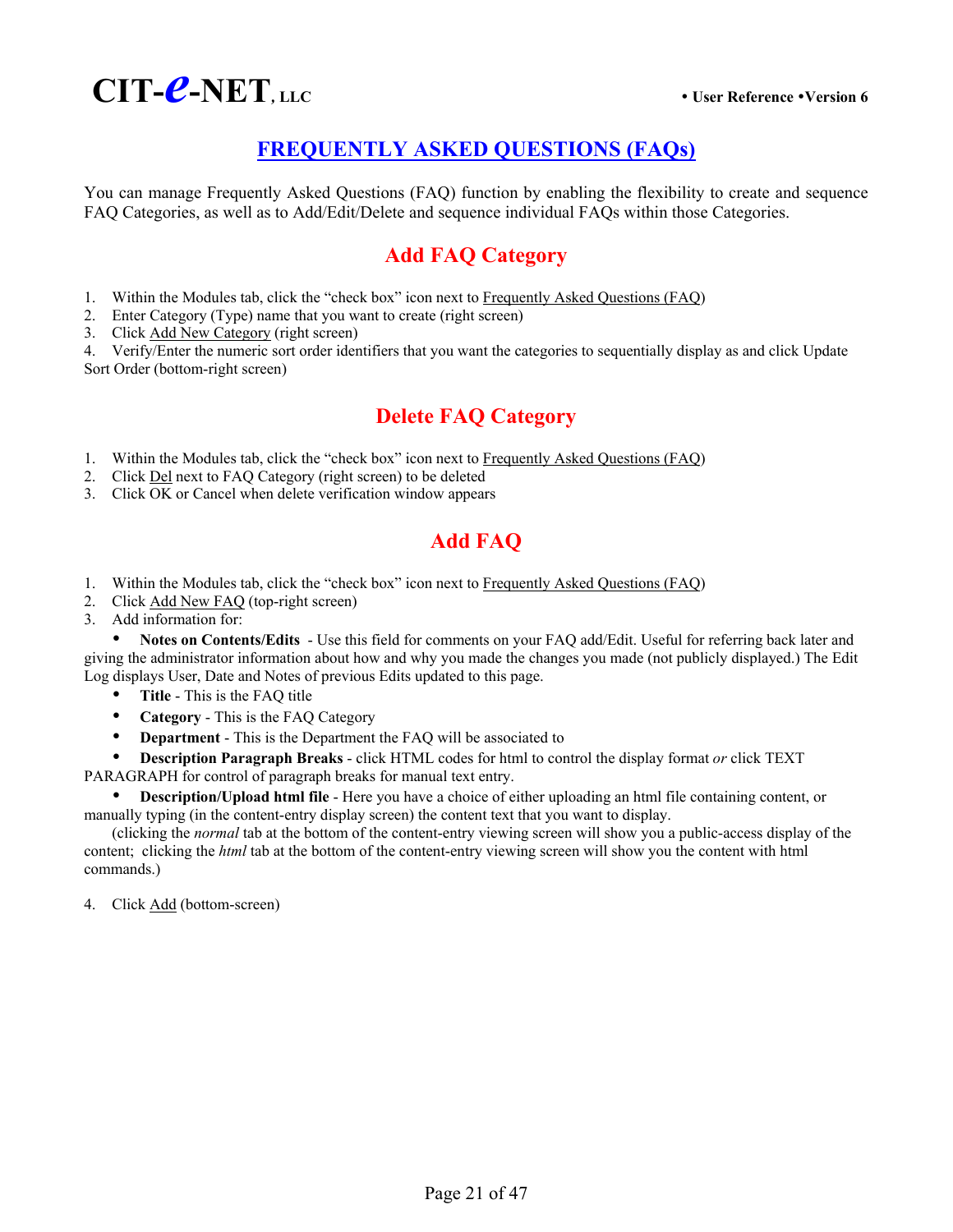# FREQUENTLY ASKED QUESTIONS (FAQs)

You can manage Frequently Asked Questions (FAQ) function by enabling the flexibility to create and sequence FAQ Categories, as well as to Add/Edit/Delete and sequence individual FAQs within those Categories.

## Add FAQ Category

1. Within the Modules tab, click the "check box" icon next to Frequently Asked Questions (FAQ)
2. Enter Category (Type) name that you want to create (right screen)
3. Click Add New Category (right screen)
4. Verify/Enter the numeric sort order identifiers that you want the categories to sequentially display as and click Update Sort Order (bottom-right screen)

## Delete FAQ Category

1. Within the Modules tab, click the "check box" icon next to Frequently Asked Questions (FAQ)
2. Click Del next to FAQ Category (right screen) to be deleted
3. Click OK or Cancel when delete verification window appears

## Add FAQ

1. Within the Modules tab, click the "check box" icon next to Frequently Asked Questions (FAQ)
2. Click Add New FAQ (top-right screen)
3. Add information for:
   - **Notes on Contents/Edits** - Use this field for comments on your FAQ add/Edit. Useful for referring back later and giving the administrator information about how and why you made the changes you made (not publicly displayed.) The Edit Log displays User, Date and Notes of previous Edits updated to this page.
   - **Title** - This is the FAQ title
   - **Category** - This is the FAQ Category
   - **Department** - This is the Department the FAQ will be associated to
   - **Description Paragraph Breaks** - click HTML codes for html to control the display format *or* click TEXT PARAGRAPH for control of paragraph breaks for manual text entry.
   - **Description/Upload html file** - Here you have a choice of either uploading an html file containing content, or manually typing (in the content-entry display screen) the content text that you want to display.

     (clicking the *normal* tab at the bottom of the content-entry viewing screen will show you a public-access display of the content; clicking the *html* tab at the bottom of the content-entry viewing screen will show you the content with html commands.)

4. Click Add (bottom-screen)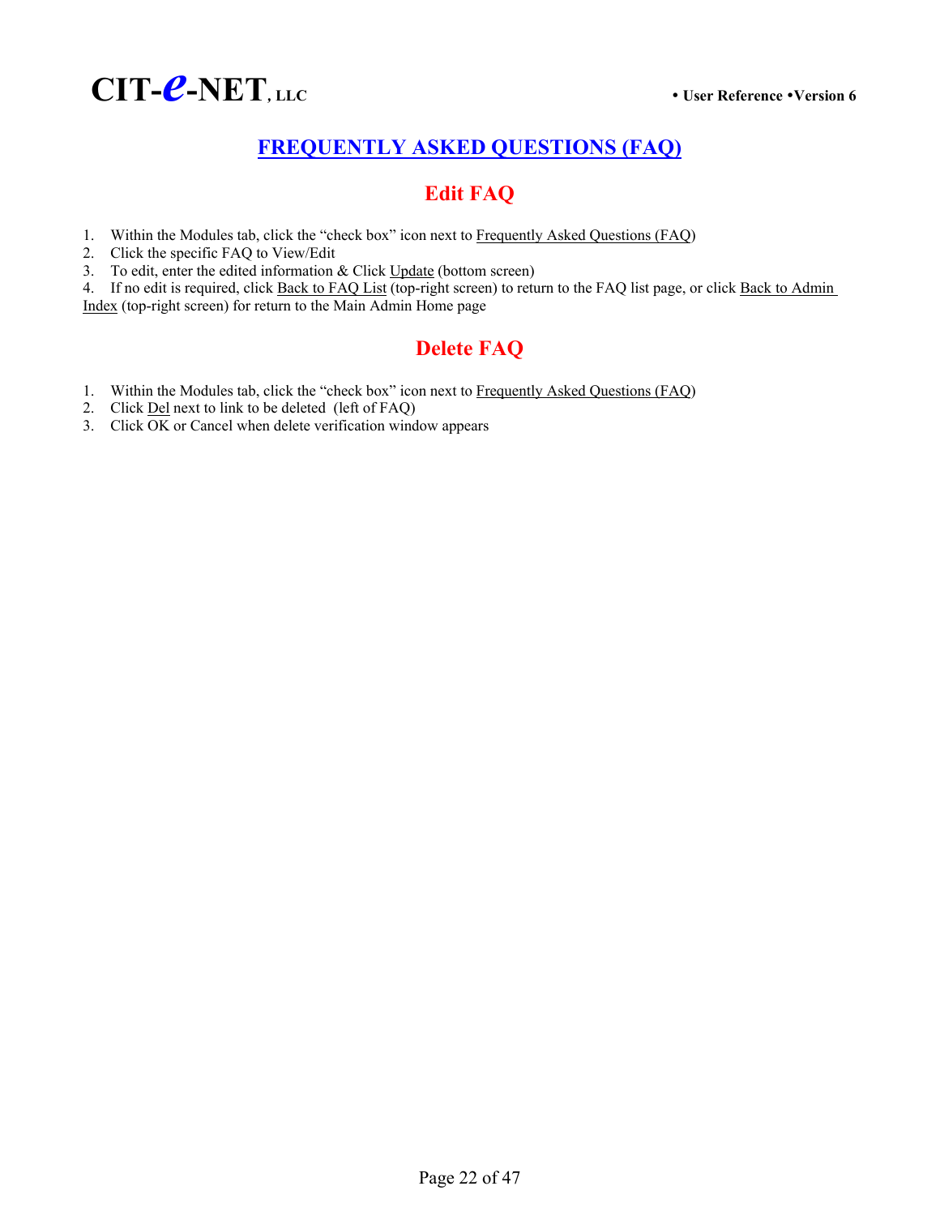# FREQUENTLY ASKED QUESTIONS (FAQ)

## Edit FAQ

1. Within the Modules tab, click the "check box" icon next to Frequently Asked Questions (FAQ)
2. Click the specific FAQ to View/Edit
3. To edit, enter the edited information & Click Update (bottom screen)
4. If no edit is required, click Back to FAQ List (top-right screen) to return to the FAQ list page, or click Back to Admin Index (top-right screen) for return to the Main Admin Home page

## Delete FAQ

1. Within the Modules tab, click the "check box" icon next to Frequently Asked Questions (FAQ)
2. Click Del next to link to be deleted (left of FAQ)
3. Click OK or Cancel when delete verification window appears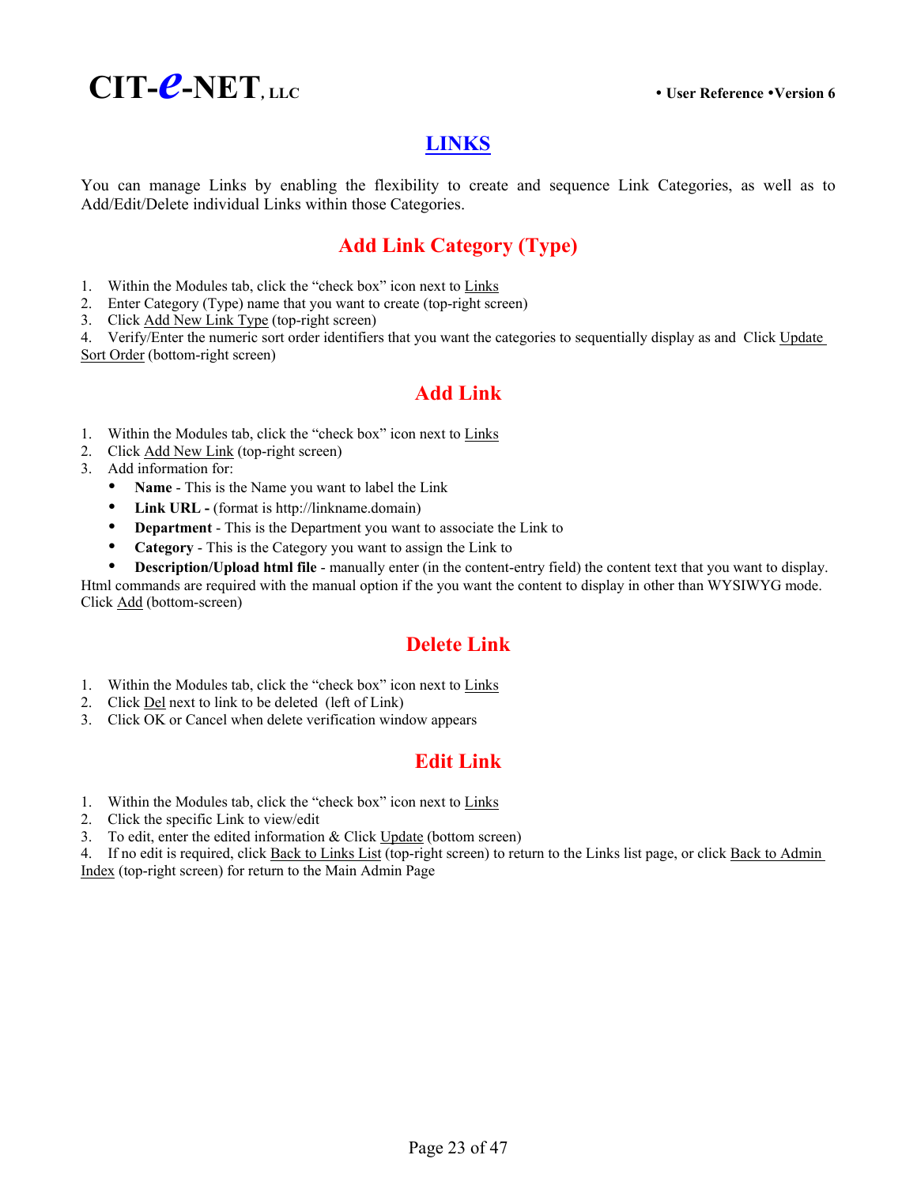# LINKS

You can manage Links by enabling the flexibility to create and sequence Link Categories, as well as to Add/Edit/Delete individual Links within those Categories.

## Add Link Category (Type)

1. Within the Modules tab, click the "check box" icon next to Links
2. Enter Category (Type) name that you want to create (top-right screen)
3. Click Add New Link Type (top-right screen)
4. Verify/Enter the numeric sort order identifiers that you want the categories to sequentially display as and Click Update Sort Order (bottom-right screen)

## Add Link

1. Within the Modules tab, click the "check box" icon next to Links
2. Click Add New Link (top-right screen)
3. Add information for:
   - **Name** - This is the Name you want to label the Link
   - **Link URL -** (format is http://linkname.domain)
   - **Department** - This is the Department you want to associate the Link to
   - **Category** - This is the Category you want to assign the Link to
   - **Description/Upload html file** - manually enter (in the content-entry field) the content text that you want to display.

Html commands are required with the manual option if the you want the content to display in other than WYSIWYG mode. Click Add (bottom-screen)

## Delete Link

1. Within the Modules tab, click the "check box" icon next to Links
2. Click Del next to link to be deleted (left of Link)
3. Click OK or Cancel when delete verification window appears

## Edit Link

1. Within the Modules tab, click the "check box" icon next to Links
2. Click the specific Link to view/edit
3. To edit, enter the edited information & Click Update (bottom screen)
4. If no edit is required, click Back to Links List (top-right screen) to return to the Links list page, or click Back to Admin Index (top-right screen) for return to the Main Admin Page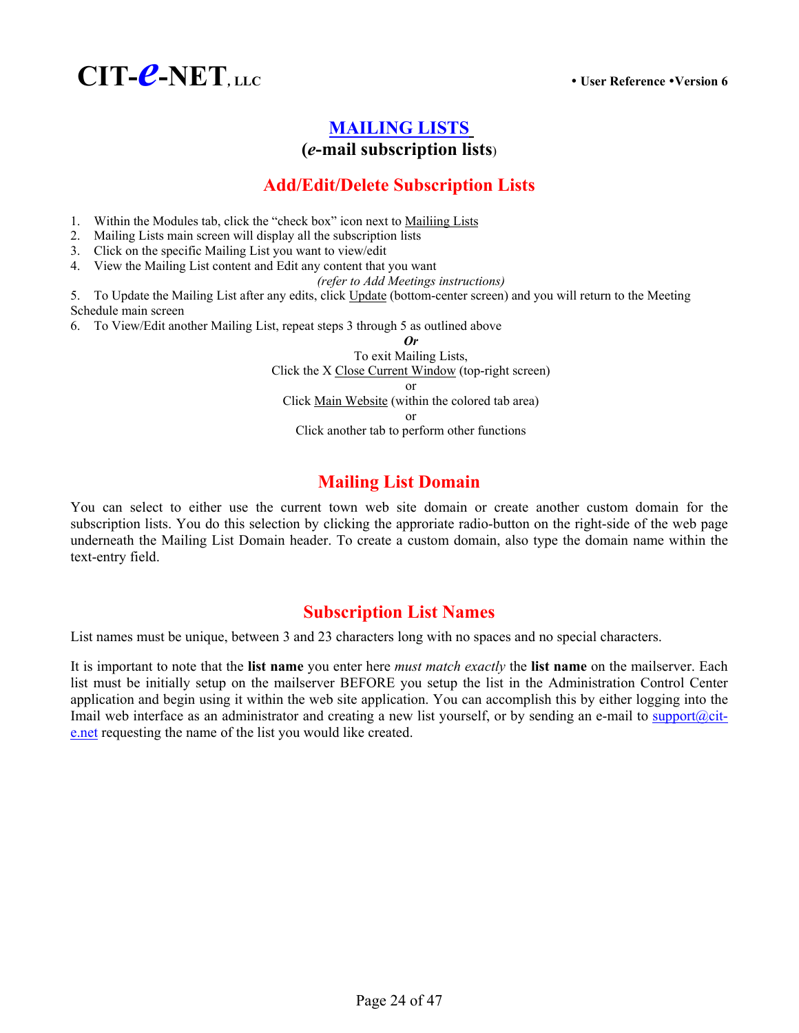# MAILING LISTS

## (*e*-mail subscription lists)

## Add/Edit/Delete Subscription Lists

1. Within the Modules tab, click the "check box" icon next to Mailiing Lists
2. Mailing Lists main screen will display all the subscription lists
3. Click on the specific Mailing List you want to view/edit
4. View the Mailing List content and Edit any content that you want

   *(refer to Add Meetings instructions)*
5. To Update the Mailing List after any edits, click Update (bottom-center screen) and you will return to the Meeting Schedule main screen
6. To View/Edit another Mailing List, repeat steps 3 through 5 as outlined above

***Or***

To exit Mailing Lists,
Click the X Close Current Window (top-right screen)
or
Click Main Website (within the colored tab area)
or
Click another tab to perform other functions

## Mailing List Domain

You can select to either use the current town web site domain or create another custom domain for the subscription lists. You do this selection by clicking the approriate radio-button on the right-side of the web page underneath the Mailing List Domain header. To create a custom domain, also type the domain name within the text-entry field.

## Subscription List Names

List names must be unique, between 3 and 23 characters long with no spaces and no special characters.

It is important to note that the **list name** you enter here *must match exactly* the **list name** on the mailserver. Each list must be initially setup on the mailserver BEFORE you setup the list in the Administration Control Center application and begin using it within the web site application. You can accomplish this by either logging into the Imail web interface as an administrator and creating a new list yourself, or by sending an e-mail to support@cit-e.net requesting the name of the list you would like created.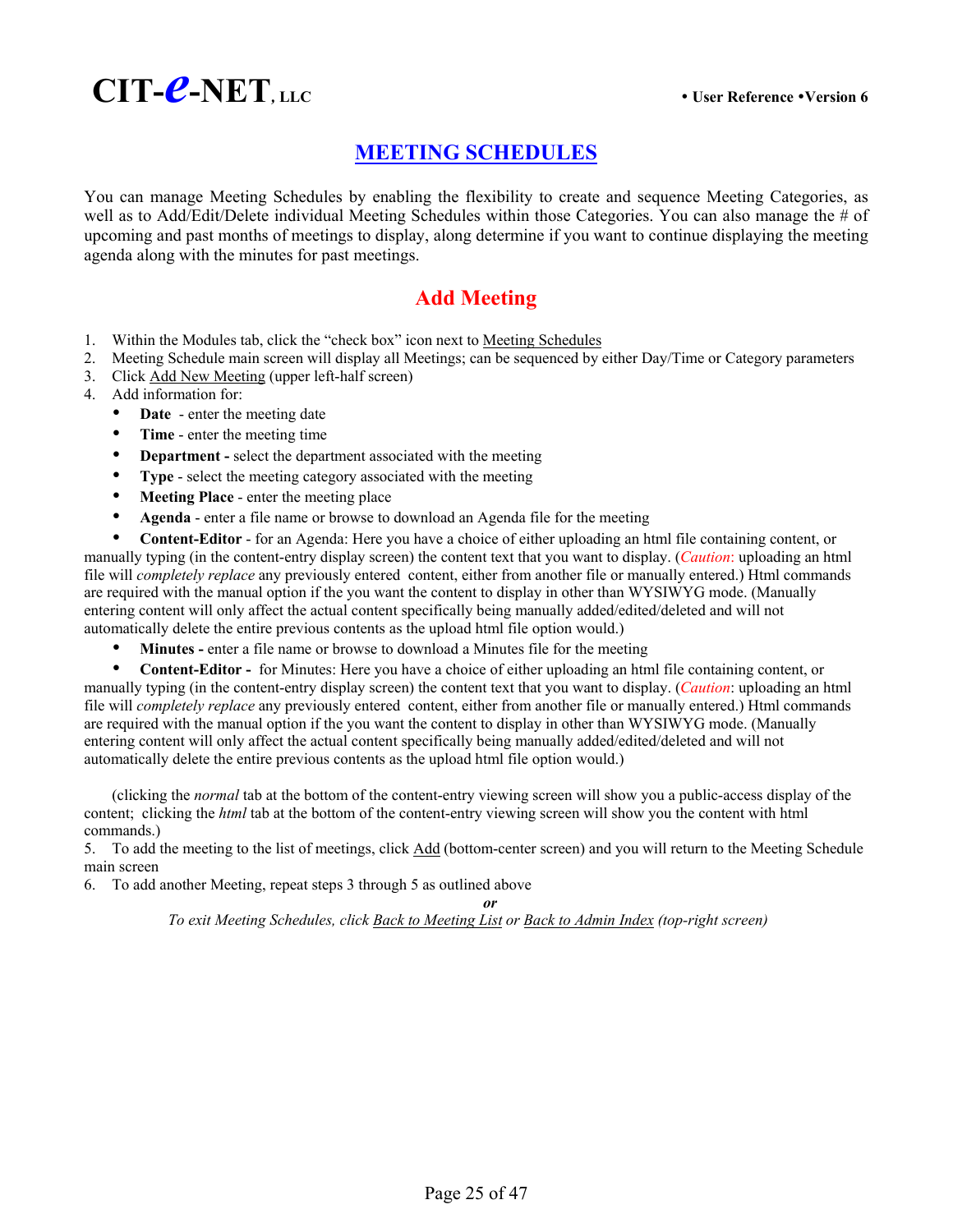# MEETING SCHEDULES

You can manage Meeting Schedules by enabling the flexibility to create and sequence Meeting Categories, as well as to Add/Edit/Delete individual Meeting Schedules within those Categories. You can also manage the # of upcoming and past months of meetings to display, along determine if you want to continue displaying the meeting agenda along with the minutes for past meetings.

## Add Meeting

1. Within the Modules tab, click the "check box" icon next to Meeting Schedules
2. Meeting Schedule main screen will display all Meetings; can be sequenced by either Day/Time or Category parameters
3. Click Add New Meeting (upper left-half screen)
4. Add information for:
   - **Date** - enter the meeting date
   - **Time** - enter the meeting time
   - **Department -** select the department associated with the meeting
   - **Type** - select the meeting category associated with the meeting
   - **Meeting Place** - enter the meeting place
   - **Agenda** - enter a file name or browse to download an Agenda file for the meeting
   - **Content-Editor** - for an Agenda: Here you have a choice of either uploading an html file containing content, or manually typing (in the content-entry display screen) the content text that you want to display. (*Caution*: uploading an html file will *completely replace* any previously entered content, either from another file or manually entered.) Html commands are required with the manual option if the you want the content to display in other than WYSIWYG mode. (Manually entering content will only affect the actual content specifically being manually added/edited/deleted and will not automatically delete the entire previous contents as the upload html file option would.)
   - **Minutes -** enter a file name or browse to download a Minutes file for the meeting
   - **Content-Editor -** for Minutes: Here you have a choice of either uploading an html file containing content, or manually typing (in the content-entry display screen) the content text that you want to display. (*Caution*: uploading an html file will *completely replace* any previously entered content, either from another file or manually entered.) Html commands are required with the manual option if the you want the content to display in other than WYSIWYG mode. (Manually entering content will only affect the actual content specifically being manually added/edited/deleted and will not automatically delete the entire previous contents as the upload html file option would.)

   (clicking the *normal* tab at the bottom of the content-entry viewing screen will show you a public-access display of the content; clicking the *html* tab at the bottom of the content-entry viewing screen will show you the content with html commands.)
5. To add the meeting to the list of meetings, click Add (bottom-center screen) and you will return to the Meeting Schedule main screen
6. To add another Meeting, repeat steps 3 through 5 as outlined above

***or***

*To exit Meeting Schedules, click Back to Meeting List or Back to Admin Index (top-right screen)*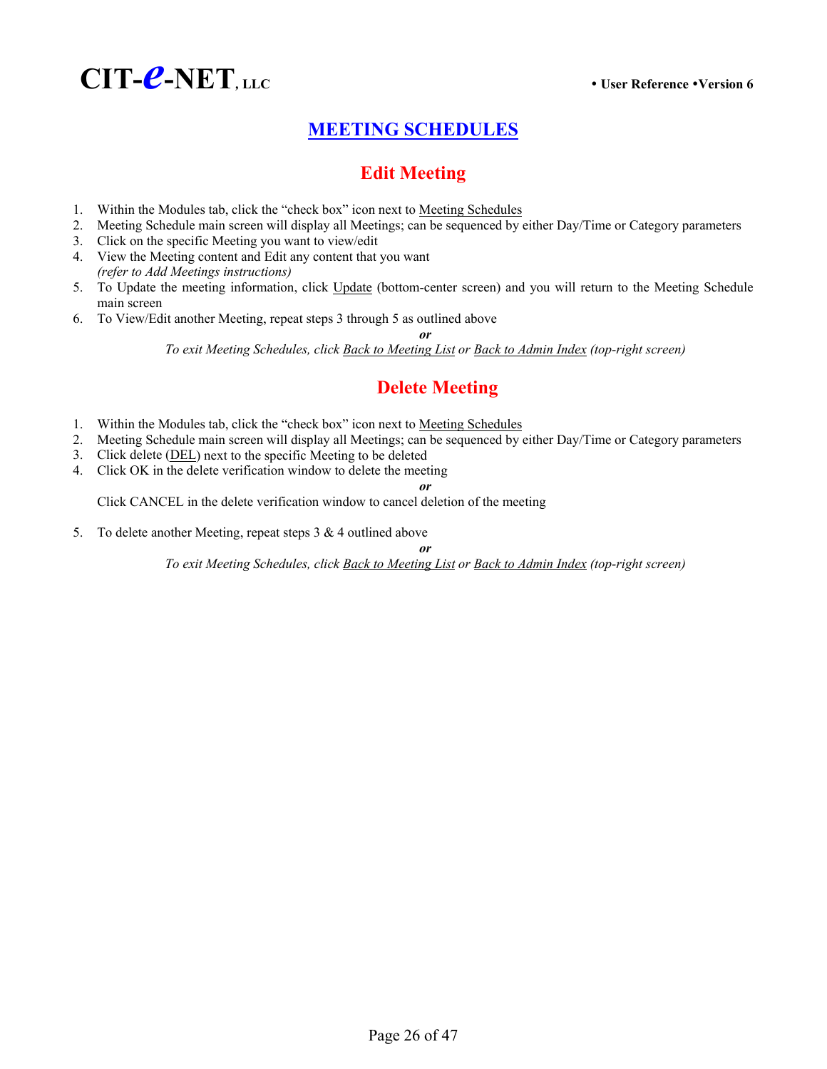# MEETING SCHEDULES

## Edit Meeting

1. Within the Modules tab, click the "check box" icon next to Meeting Schedules
2. Meeting Schedule main screen will display all Meetings; can be sequenced by either Day/Time or Category parameters
3. Click on the specific Meeting you want to view/edit
4. View the Meeting content and Edit any content that you want
   *(refer to Add Meetings instructions)*
5. To Update the meeting information, click Update (bottom-center screen) and you will return to the Meeting Schedule main screen
6. To View/Edit another Meeting, repeat steps 3 through 5 as outlined above

***or***

*To exit Meeting Schedules, click Back to Meeting List or Back to Admin Index (top-right screen)*

## Delete Meeting

1. Within the Modules tab, click the "check box" icon next to Meeting Schedules
2. Meeting Schedule main screen will display all Meetings; can be sequenced by either Day/Time or Category parameters
3. Click delete (DEL) next to the specific Meeting to be deleted
4. Click OK in the delete verification window to delete the meeting

   ***or***

   Click CANCEL in the delete verification window to cancel deletion of the meeting

5. To delete another Meeting, repeat steps 3 & 4 outlined above

***or***

*To exit Meeting Schedules, click Back to Meeting List or Back to Admin Index (top-right screen)*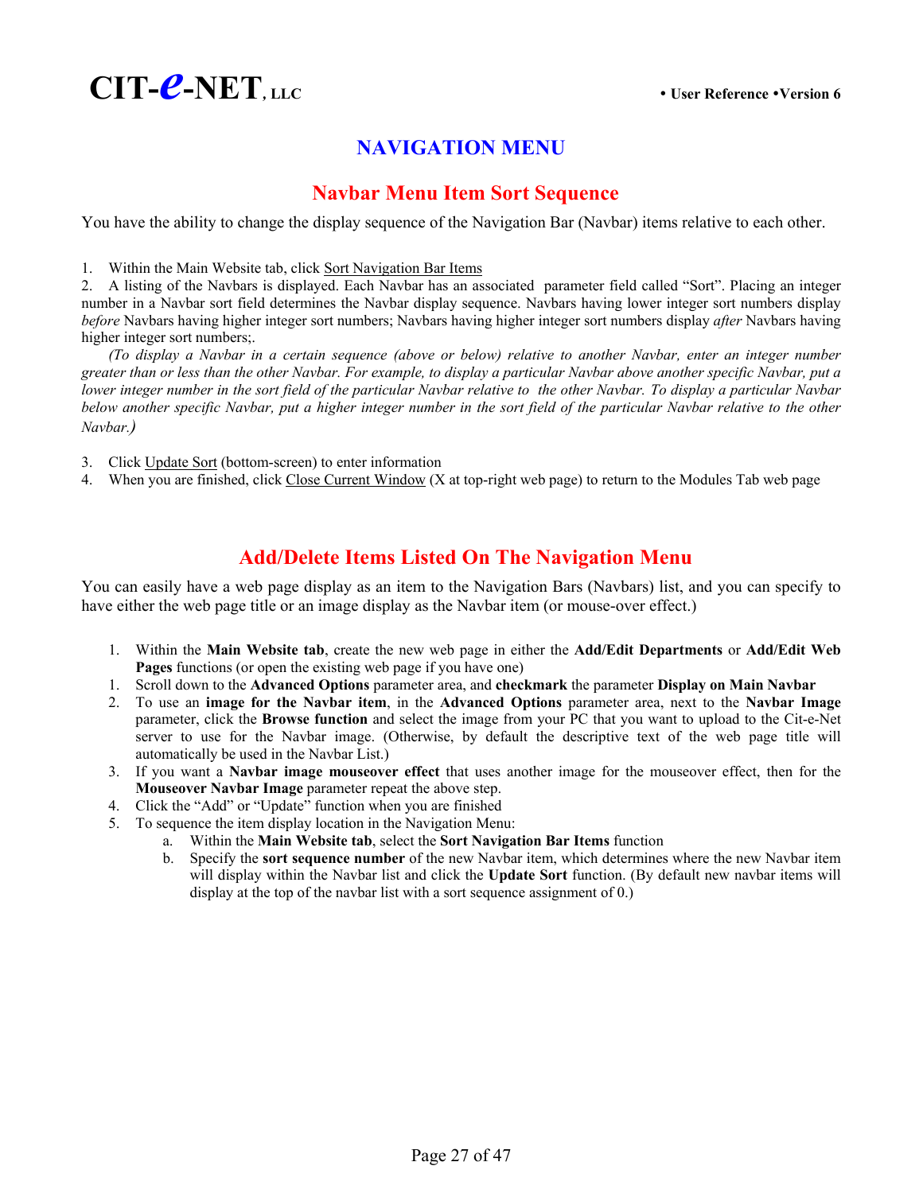# NAVIGATION MENU

## Navbar Menu Item Sort Sequence

You have the ability to change the display sequence of the Navigation Bar (Navbar) items relative to each other.

1. Within the Main Website tab, click Sort Navigation Bar Items
2. A listing of the Navbars is displayed. Each Navbar has an associated parameter field called "Sort". Placing an integer number in a Navbar sort field determines the Navbar display sequence. Navbars having lower integer sort numbers display *before* Navbars having higher integer sort numbers; Navbars having higher integer sort numbers display *after* Navbars having higher integer sort numbers;.

   *(To display a Navbar in a certain sequence (above or below) relative to another Navbar, enter an integer number greater than or less than the other Navbar. For example, to display a particular Navbar above another specific Navbar, put a lower integer number in the sort field of the particular Navbar relative to the other Navbar. To display a particular Navbar below another specific Navbar, put a higher integer number in the sort field of the particular Navbar relative to the other Navbar.)*

3. Click Update Sort (bottom-screen) to enter information
4. When you are finished, click Close Current Window (X at top-right web page) to return to the Modules Tab web page

## Add/Delete Items Listed On The Navigation Menu

You can easily have a web page display as an item to the Navigation Bars (Navbars) list, and you can specify to have either the web page title or an image display as the Navbar item (or mouse-over effect.)

1. Within the **Main Website tab**, create the new web page in either the **Add/Edit Departments** or **Add/Edit Web Pages** functions (or open the existing web page if you have one)
1. Scroll down to the **Advanced Options** parameter area, and **checkmark** the parameter **Display on Main Navbar**
2. To use an **image for the Navbar item**, in the **Advanced Options** parameter area, next to the **Navbar Image** parameter, click the **Browse function** and select the image from your PC that you want to upload to the Cit-e-Net server to use for the Navbar image. (Otherwise, by default the descriptive text of the web page title will automatically be used in the Navbar List.)
3. If you want a **Navbar image mouseover effect** that uses another image for the mouseover effect, then for the **Mouseover Navbar Image** parameter repeat the above step.
4. Click the "Add" or "Update" function when you are finished
5. To sequence the item display location in the Navigation Menu:
   a. Within the **Main Website tab**, select the **Sort Navigation Bar Items** function
   b. Specify the **sort sequence number** of the new Navbar item, which determines where the new Navbar item will display within the Navbar list and click the **Update Sort** function. (By default new navbar items will display at the top of the navbar list with a sort sequence assignment of 0.)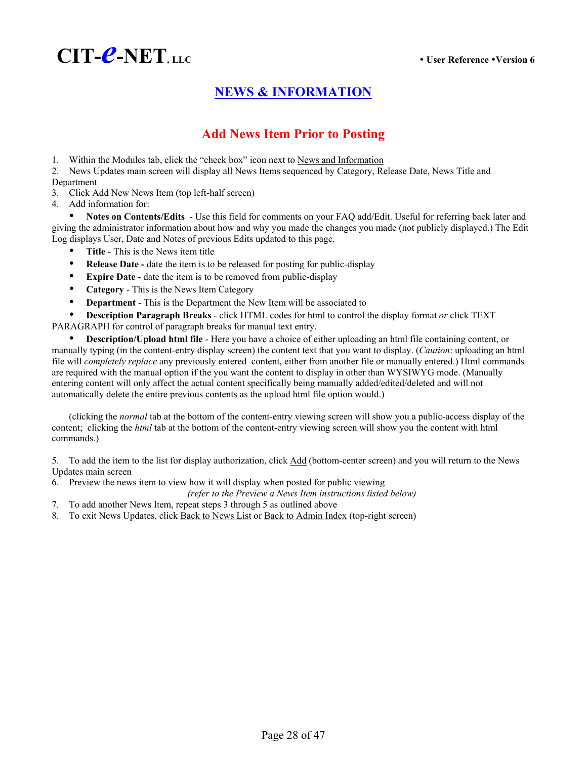## NEWS & INFORMATION

### Add News Item Prior to Posting

1. Within the Modules tab, click the "check box" icon next to News and Information
2. News Updates main screen will display all News Items sequenced by Category, Release Date, News Title and Department
3. Click Add New News Item (top left-half screen)
4. Add information for:
   - **Notes on Contents/Edits** - Use this field for comments on your FAQ add/Edit. Useful for referring back later and giving the administrator information about how and why you made the changes you made (not publicly displayed.) The Edit Log displays User, Date and Notes of previous Edits updated to this page.
   - **Title** - This is the News item title
   - **Release Date -** date the item is to be released for posting for public-display
   - **Expire Date** - date the item is to be removed from public-display
   - **Category** - This is the News Item Category
   - **Department** - This is the Department the New Item will be associated to
   - **Description Paragraph Breaks** - click HTML codes for html to control the display format *or* click TEXT PARAGRAPH for control of paragraph breaks for manual text entry.
   - **Description/Upload html file** - Here you have a choice of either uploading an html file containing content, or manually typing (in the content-entry display screen) the content text that you want to display. (*Caution*: uploading an html file will *completely replace* any previously entered content, either from another file or manually entered.) Html commands are required with the manual option if the you want the content to display in other than WYSIWYG mode. (Manually entering content will only affect the actual content specifically being manually added/edited/deleted and will not automatically delete the entire previous contents as the upload html file option would.)

   (clicking the *normal* tab at the bottom of the content-entry viewing screen will show you a public-access display of the content; clicking the *html* tab at the bottom of the content-entry viewing screen will show you the content with html commands.)

5. To add the item to the list for display authorization, click Add (bottom-center screen) and you will return to the News Updates main screen
6. Preview the news item to view how it will display when posted for public viewing
   *(refer to the Preview a News Item instructions listed below)*
7. To add another News Item, repeat steps 3 through 5 as outlined above
8. To exit News Updates, click Back to News List or Back to Admin Index (top-right screen)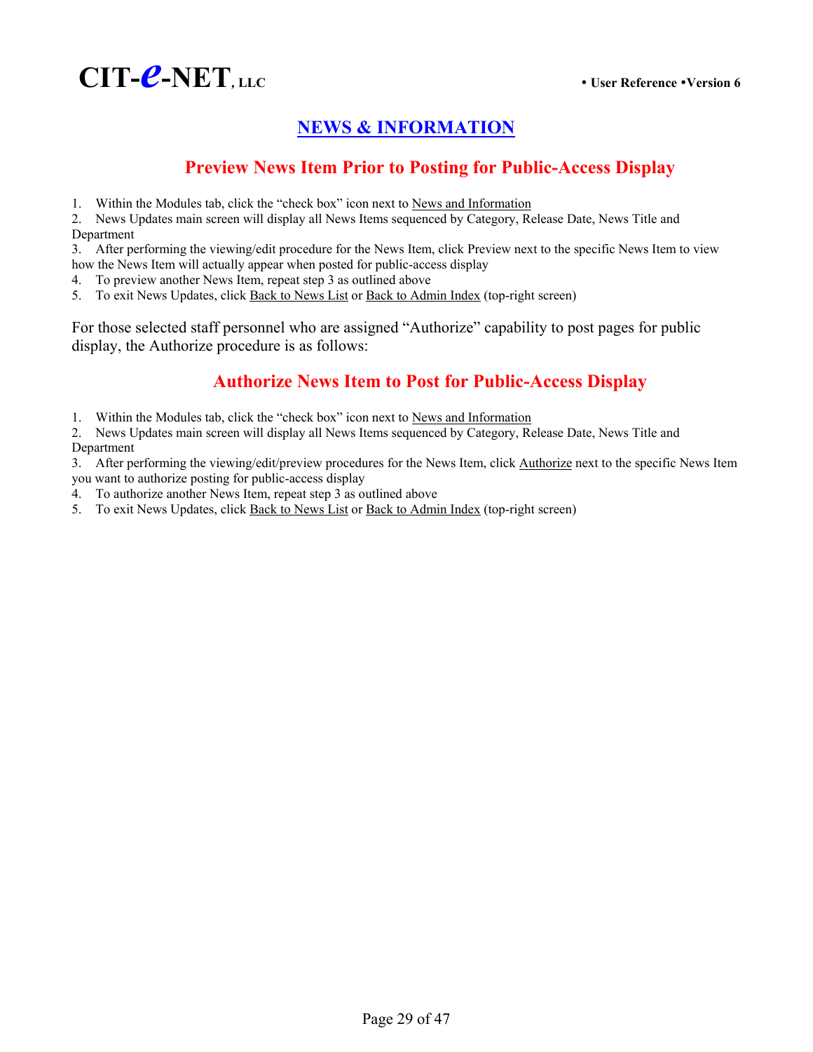## NEWS & INFORMATION

### Preview News Item Prior to Posting for Public-Access Display

1. Within the Modules tab, click the “check box” icon next to News and Information
2. News Updates main screen will display all News Items sequenced by Category, Release Date, News Title and Department
3. After performing the viewing/edit procedure for the News Item, click Preview next to the specific News Item to view how the News Item will actually appear when posted for public-access display
4. To preview another News Item, repeat step 3 as outlined above
5. To exit News Updates, click Back to News List or Back to Admin Index (top-right screen)

For those selected staff personnel who are assigned “Authorize” capability to post pages for public display, the Authorize procedure is as follows:

### Authorize News Item to Post for Public-Access Display

1. Within the Modules tab, click the “check box” icon next to News and Information
2. News Updates main screen will display all News Items sequenced by Category, Release Date, News Title and Department
3. After performing the viewing/edit/preview procedures for the News Item, click Authorize next to the specific News Item you want to authorize posting for public-access display
4. To authorize another News Item, repeat step 3 as outlined above
5. To exit News Updates, click Back to News List or Back to Admin Index (top-right screen)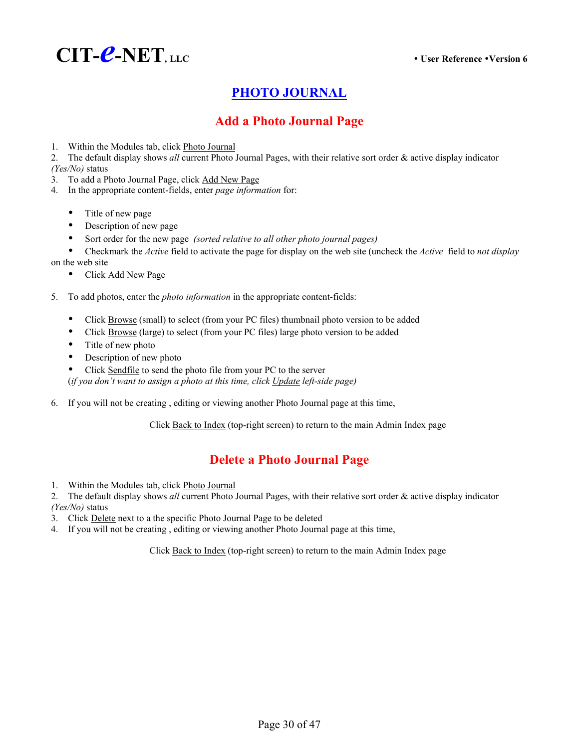# PHOTO JOURNAL

## Add a Photo Journal Page

1. Within the Modules tab, click Photo Journal
2. The default display shows *all* current Photo Journal Pages, with their relative sort order & active display indicator *(Yes/No)* status
3. To add a Photo Journal Page, click Add New Page
4. In the appropriate content-fields, enter *page information* for:

   - Title of new page
   - Description of new page
   - Sort order for the new page *(sorted relative to all other photo journal pages)*
   - Checkmark the *Active* field to activate the page for display on the web site (uncheck the *Active* field to *not display* on the web site
   - Click Add New Page

5. To add photos, enter the *photo information* in the appropriate content-fields:

   - Click Browse (small) to select (from your PC files) thumbnail photo version to be added
   - Click Browse (large) to select (from your PC files) large photo version to be added
   - Title of new photo
   - Description of new photo
   - Click Sendfile to send the photo file from your PC to the server

   (*if you don't want to assign a photo at this time, click Update left-side page)*

6. If you will not be creating , editing or viewing another Photo Journal page at this time,

   Click Back to Index (top-right screen) to return to the main Admin Index page

## Delete a Photo Journal Page

1. Within the Modules tab, click Photo Journal
2. The default display shows *all* current Photo Journal Pages, with their relative sort order & active display indicator *(Yes/No)* status
3. Click Delete next to a the specific Photo Journal Page to be deleted
4. If you will not be creating , editing or viewing another Photo Journal page at this time,

   Click Back to Index (top-right screen) to return to the main Admin Index page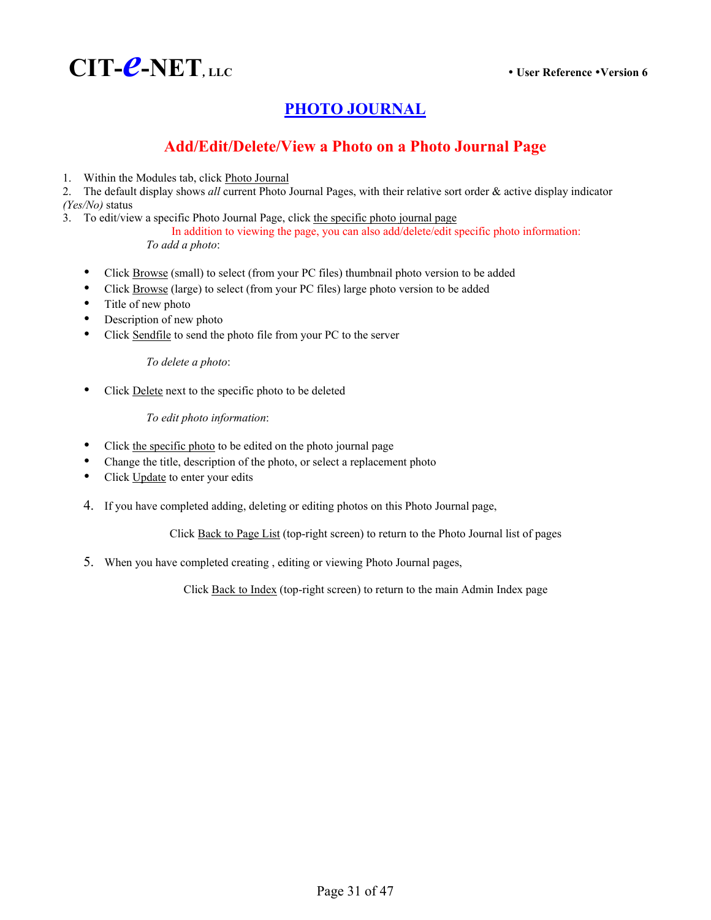# PHOTO JOURNAL

## Add/Edit/Delete/View a Photo on a Photo Journal Page

1. Within the Modules tab, click Photo Journal
2. The default display shows *all* current Photo Journal Pages, with their relative sort order & active display indicator *(Yes/No)* status
3. To edit/view a specific Photo Journal Page, click the specific photo journal page

   In addition to viewing the page, you can also add/delete/edit specific photo information:

   *To add a photo*:

   - Click Browse (small) to select (from your PC files) thumbnail photo version to be added
   - Click Browse (large) to select (from your PC files) large photo version to be added
   - Title of new photo
   - Description of new photo
   - Click Sendfile to send the photo file from your PC to the server

   *To delete a photo*:

   - Click Delete next to the specific photo to be deleted

   *To edit photo information*:

   - Click the specific photo to be edited on the photo journal page
   - Change the title, description of the photo, or select a replacement photo
   - Click Update to enter your edits

4. If you have completed adding, deleting or editing photos on this Photo Journal page,

   Click Back to Page List (top-right screen) to return to the Photo Journal list of pages

5. When you have completed creating , editing or viewing Photo Journal pages,

   Click Back to Index (top-right screen) to return to the main Admin Index page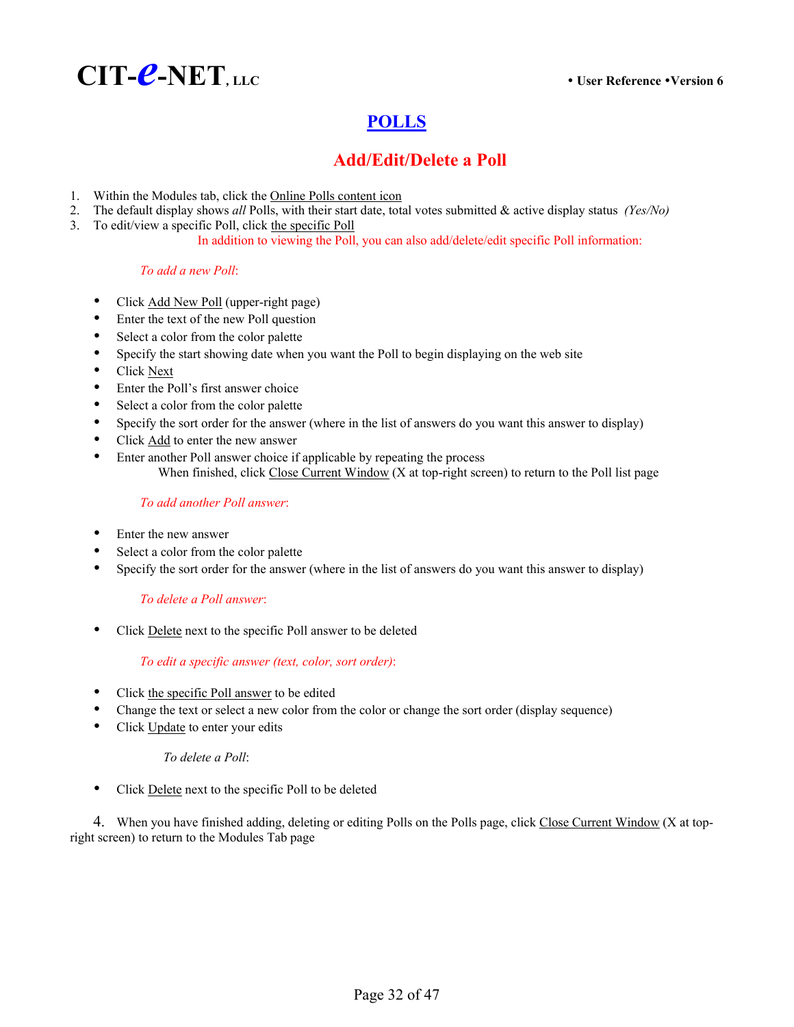# POLLS

## Add/Edit/Delete a Poll

1. Within the Modules tab, click the Online Polls content icon
2. The default display shows *all* Polls, with their start date, total votes submitted & active display status *(Yes/No)*
3. To edit/view a specific Poll, click the specific Poll

In addition to viewing the Poll, you can also add/delete/edit specific Poll information:

*To add a new Poll*:

- Click Add New Poll (upper-right page)
- Enter the text of the new Poll question
- Select a color from the color palette
- Specify the start showing date when you want the Poll to begin displaying on the web site
- Click Next
- Enter the Poll's first answer choice
- Select a color from the color palette
- Specify the sort order for the answer (where in the list of answers do you want this answer to display)
- Click Add to enter the new answer
- Enter another Poll answer choice if applicable by repeating the process

  When finished, click Close Current Window (X at top-right screen) to return to the Poll list page

*To add another Poll answer*:

- Enter the new answer
- Select a color from the color palette
- Specify the sort order for the answer (where in the list of answers do you want this answer to display)

*To delete a Poll answer*:

- Click Delete next to the specific Poll answer to be deleted

*To edit a specific answer (text, color, sort order)*:

- Click the specific Poll answer to be edited
- Change the text or select a new color from the color or change the sort order (display sequence)
- Click Update to enter your edits

*To delete a Poll*:

- Click Delete next to the specific Poll to be deleted

4. When you have finished adding, deleting or editing Polls on the Polls page, click Close Current Window (X at top-right screen) to return to the Modules Tab page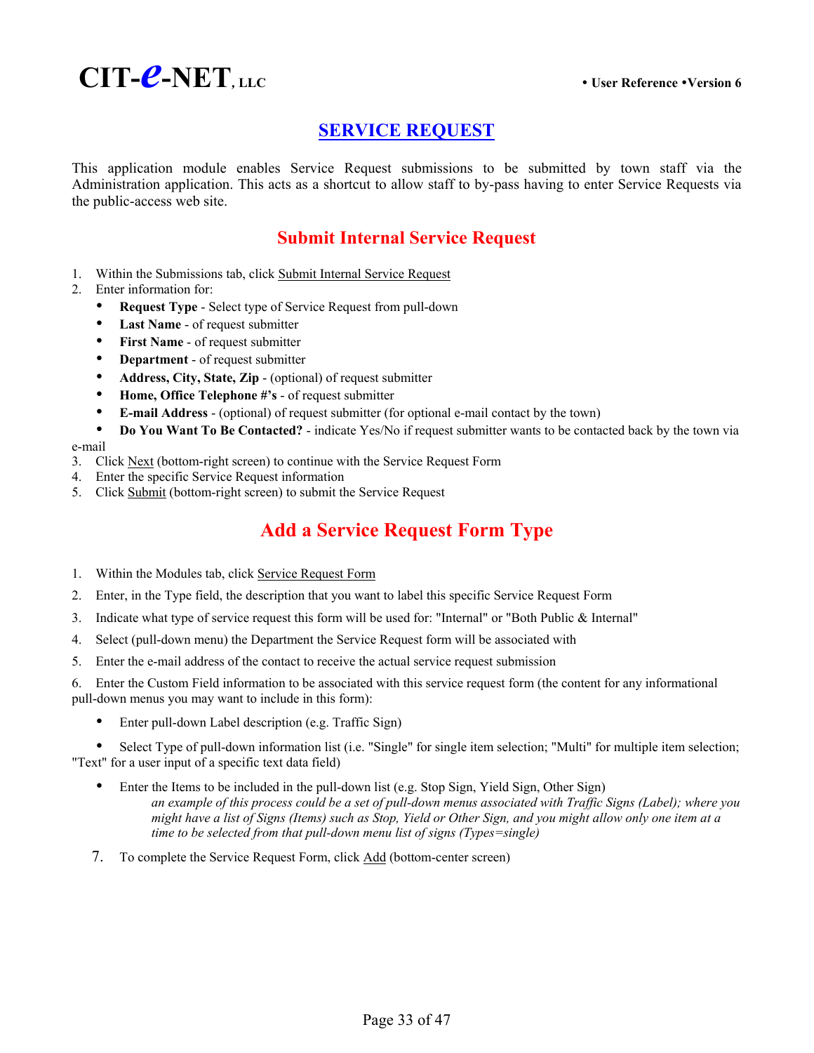# SERVICE REQUEST

This application module enables Service Request submissions to be submitted by town staff via the Administration application. This acts as a shortcut to allow staff to by-pass having to enter Service Requests via the public-access web site.

## Submit Internal Service Request

1. Within the Submissions tab, click Submit Internal Service Request
2. Enter information for:
   - **Request Type** - Select type of Service Request from pull-down
   - **Last Name** - of request submitter
   - **First Name** - of request submitter
   - **Department** - of request submitter
   - **Address, City, State, Zip** - (optional) of request submitter
   - **Home, Office Telephone #'s** - of request submitter
   - **E-mail Address** - (optional) of request submitter (for optional e-mail contact by the town)
   - **Do You Want To Be Contacted?** - indicate Yes/No if request submitter wants to be contacted back by the town via e-mail
3. Click Next (bottom-right screen) to continue with the Service Request Form
4. Enter the specific Service Request information
5. Click Submit (bottom-right screen) to submit the Service Request

## Add a Service Request Form Type

1. Within the Modules tab, click Service Request Form
2. Enter, in the Type field, the description that you want to label this specific Service Request Form
3. Indicate what type of service request this form will be used for: "Internal" or "Both Public & Internal"
4. Select (pull-down menu) the Department the Service Request form will be associated with
5. Enter the e-mail address of the contact to receive the actual service request submission
6. Enter the Custom Field information to be associated with this service request form (the content for any informational pull-down menus you may want to include in this form):
   - Enter pull-down Label description (e.g. Traffic Sign)
   - Select Type of pull-down information list (i.e. "Single" for single item selection; "Multi" for multiple item selection; "Text" for a user input of a specific text data field)
   - Enter the Items to be included in the pull-down list (e.g. Stop Sign, Yield Sign, Other Sign)
     *an example of this process could be a set of pull-down menus associated with Traffic Signs (Label); where you might have a list of Signs (Items) such as Stop, Yield or Other Sign, and you might allow only one item at a time to be selected from that pull-down menu list of signs (Types=single)*
7. To complete the Service Request Form, click Add (bottom-center screen)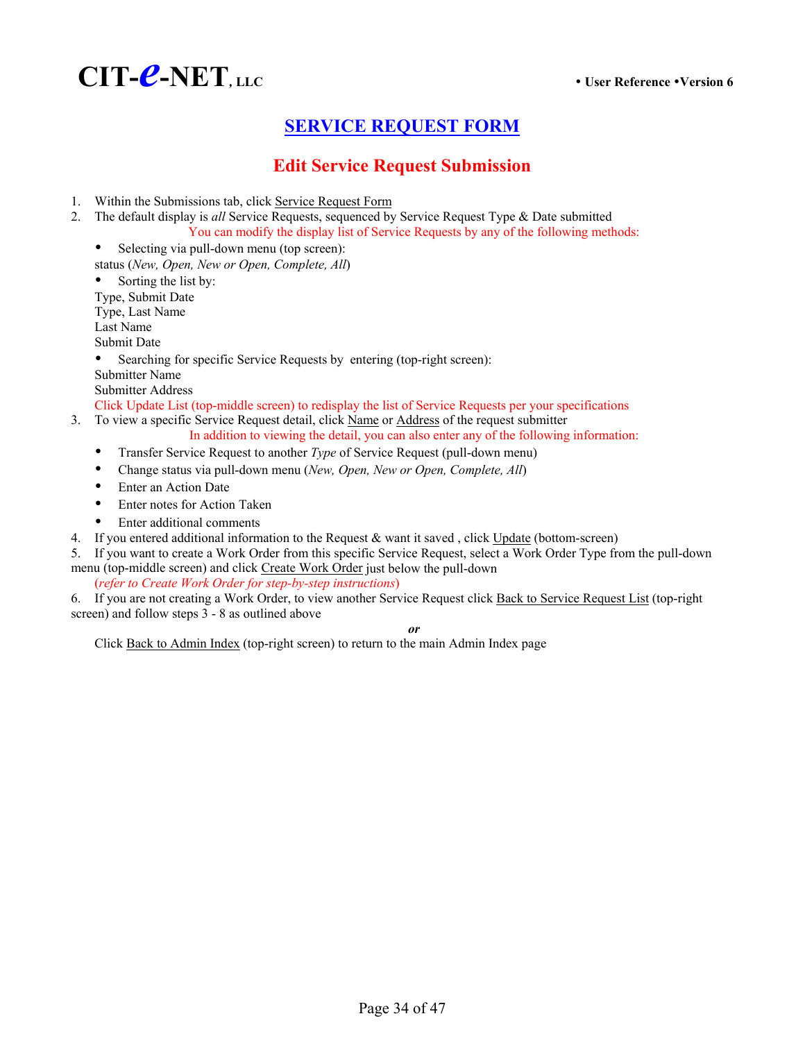# SERVICE REQUEST FORM

## Edit Service Request Submission

1. Within the Submissions tab, click Service Request Form
2. The default display is *all* Service Requests, sequenced by Service Request Type & Date submitted

   You can modify the display list of Service Requests by any of the following methods:

   - Selecting via pull-down menu (top screen):

   status (*New, Open, New or Open, Complete, All*)

   - Sorting the list by:

   Type, Submit Date
   Type, Last Name
   Last Name
   Submit Date

   - Searching for specific Service Requests by entering (top-right screen):

   Submitter Name
   Submitter Address

   Click Update List (top-middle screen) to redisplay the list of Service Requests per your specifications

3. To view a specific Service Request detail, click Name or Address of the request submitter

   In addition to viewing the detail, you can also enter any of the following information:

   - Transfer Service Request to another *Type* of Service Request (pull-down menu)
   - Change status via pull-down menu (*New, Open, New or Open, Complete, All*)
   - Enter an Action Date
   - Enter notes for Action Taken
   - Enter additional comments

4. If you entered additional information to the Request & want it saved , click Update (bottom-screen)
5. If you want to create a Work Order from this specific Service Request, select a Work Order Type from the pull-down menu (top-middle screen) and click Create Work Order just below the pull-down

   (*refer to Create Work Order for step-by-step instructions*)

6. If you are not creating a Work Order, to view another Service Request click Back to Service Request List (top-right screen) and follow steps 3 - 8 as outlined above

   ***or***

   Click Back to Admin Index (top-right screen) to return to the main Admin Index page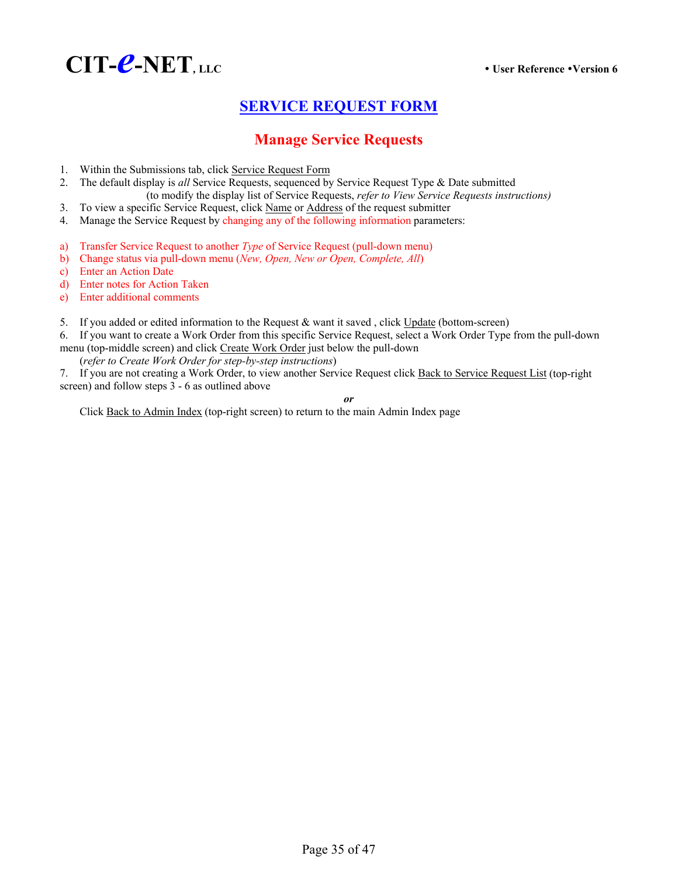# SERVICE REQUEST FORM

## Manage Service Requests

1. Within the Submissions tab, click Service Request Form
2. The default display is *all* Service Requests, sequenced by Service Request Type & Date submitted
   (to modify the display list of Service Requests, *refer to View Service Requests instructions)*
3. To view a specific Service Request, click Name or Address of the request submitter
4. Manage the Service Request by changing any of the following information parameters:

a) Transfer Service Request to another *Type* of Service Request (pull-down menu)
b) Change status via pull-down menu (*New, Open, New or Open, Complete, All*)
c) Enter an Action Date
d) Enter notes for Action Taken
e) Enter additional comments

5. If you added or edited information to the Request & want it saved , click Update (bottom-screen)
6. If you want to create a Work Order from this specific Service Request, select a Work Order Type from the pull-down menu (top-middle screen) and click Create Work Order just below the pull-down
   (*refer to Create Work Order for step-by-step instructions*)
7. If you are not creating a Work Order, to view another Service Request click Back to Service Request List (top-right screen) and follow steps 3 - 6 as outlined above

***or***

Click Back to Admin Index (top-right screen) to return to the main Admin Index page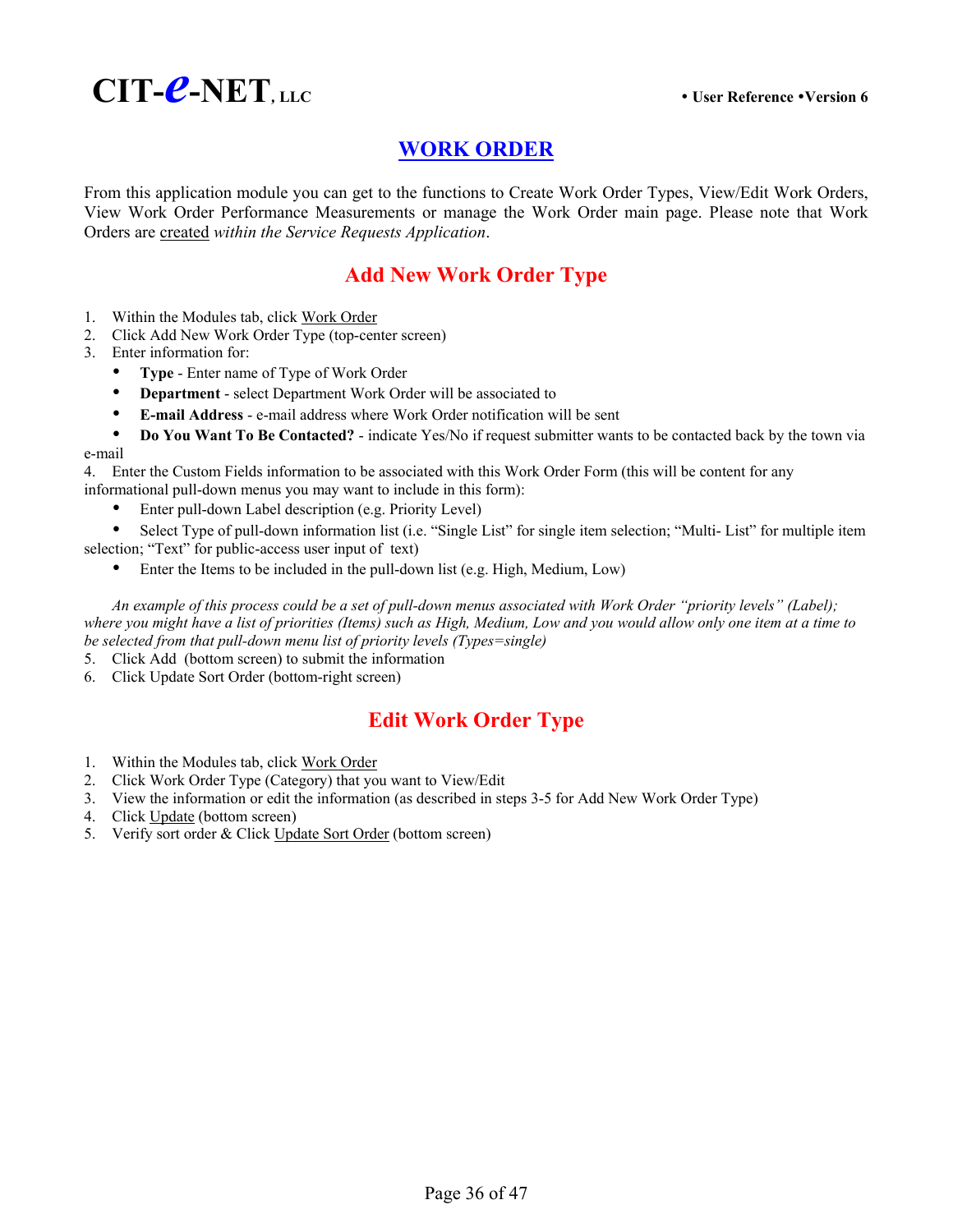# WORK ORDER

From this application module you can get to the functions to Create Work Order Types, View/Edit Work Orders, View Work Order Performance Measurements or manage the Work Order main page. Please note that Work Orders are created *within the Service Requests Application*.

## Add New Work Order Type

1. Within the Modules tab, click Work Order
2. Click Add New Work Order Type (top-center screen)
3. Enter information for:
   - **Type** - Enter name of Type of Work Order
   - **Department** - select Department Work Order will be associated to
   - **E-mail Address** - e-mail address where Work Order notification will be sent
   - **Do You Want To Be Contacted?** - indicate Yes/No if request submitter wants to be contacted back by the town via e-mail
4. Enter the Custom Fields information to be associated with this Work Order Form (this will be content for any informational pull-down menus you may want to include in this form):
   - Enter pull-down Label description (e.g. Priority Level)
   - Select Type of pull-down information list (i.e. "Single List" for single item selection; "Multi- List" for multiple item selection; "Text" for public-access user input of text)
   - Enter the Items to be included in the pull-down list (e.g. High, Medium, Low)

*An example of this process could be a set of pull-down menus associated with Work Order "priority levels" (Label); where you might have a list of priorities (Items) such as High, Medium, Low and you would allow only one item at a time to be selected from that pull-down menu list of priority levels (Types=single)*

5. Click Add (bottom screen) to submit the information
6. Click Update Sort Order (bottom-right screen)

## Edit Work Order Type

1. Within the Modules tab, click Work Order
2. Click Work Order Type (Category) that you want to View/Edit
3. View the information or edit the information (as described in steps 3-5 for Add New Work Order Type)
4. Click Update (bottom screen)
5. Verify sort order & Click Update Sort Order (bottom screen)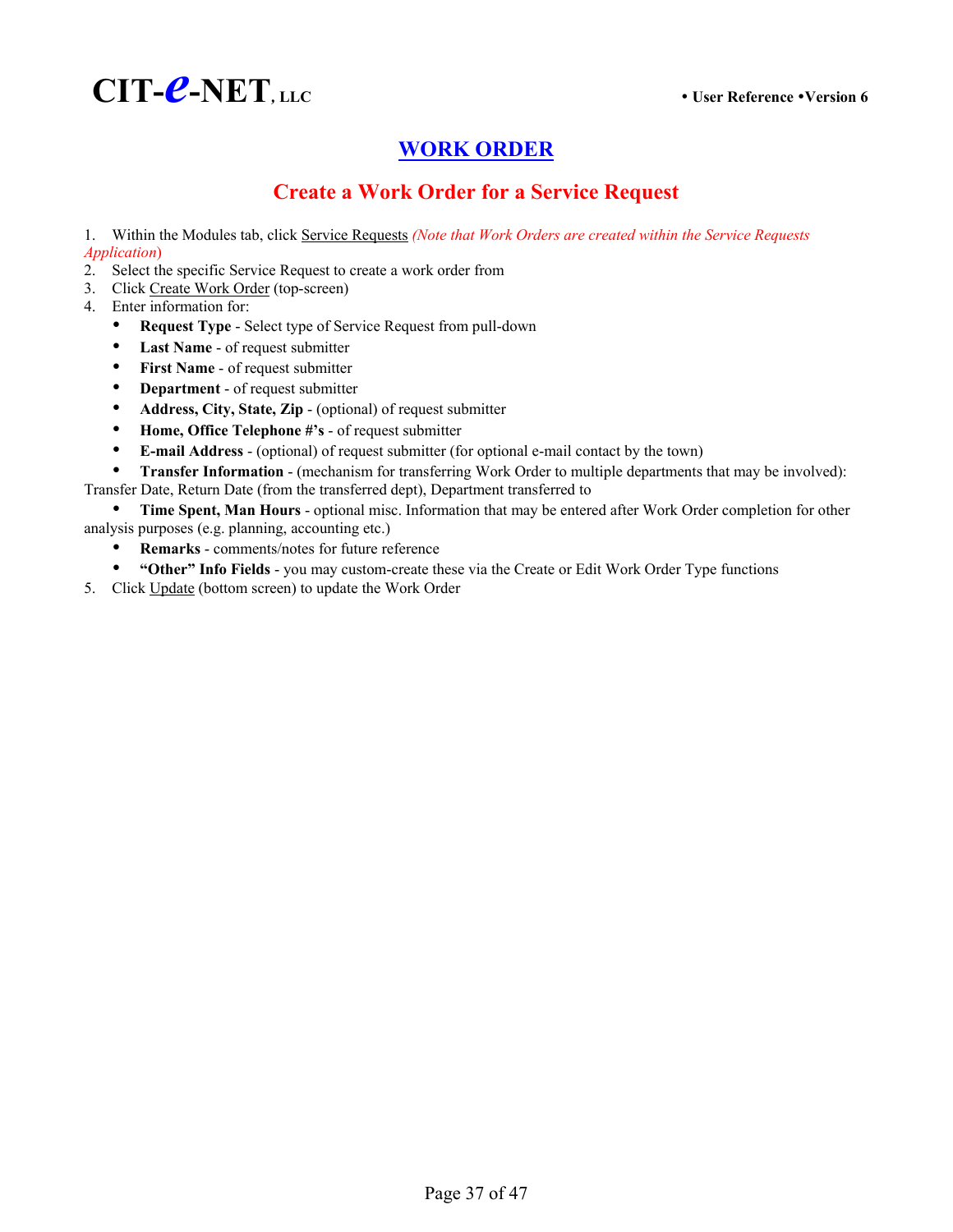# WORK ORDER

## Create a Work Order for a Service Request

1. Within the Modules tab, click Service Requests *(Note that Work Orders are created within the Service Requests Application)*
2. Select the specific Service Request to create a work order from
3. Click Create Work Order (top-screen)
4. Enter information for:
   - **Request Type** - Select type of Service Request from pull-down
   - **Last Name** - of request submitter
   - **First Name** - of request submitter
   - **Department** - of request submitter
   - **Address, City, State, Zip** - (optional) of request submitter
   - **Home, Office Telephone #'s** - of request submitter
   - **E-mail Address** - (optional) of request submitter (for optional e-mail contact by the town)
   - **Transfer Information** - (mechanism for transferring Work Order to multiple departments that may be involved): Transfer Date, Return Date (from the transferred dept), Department transferred to
   - **Time Spent, Man Hours** - optional misc. Information that may be entered after Work Order completion for other analysis purposes (e.g. planning, accounting etc.)
   - **Remarks** - comments/notes for future reference
   - **"Other" Info Fields** - you may custom-create these via the Create or Edit Work Order Type functions
5. Click Update (bottom screen) to update the Work Order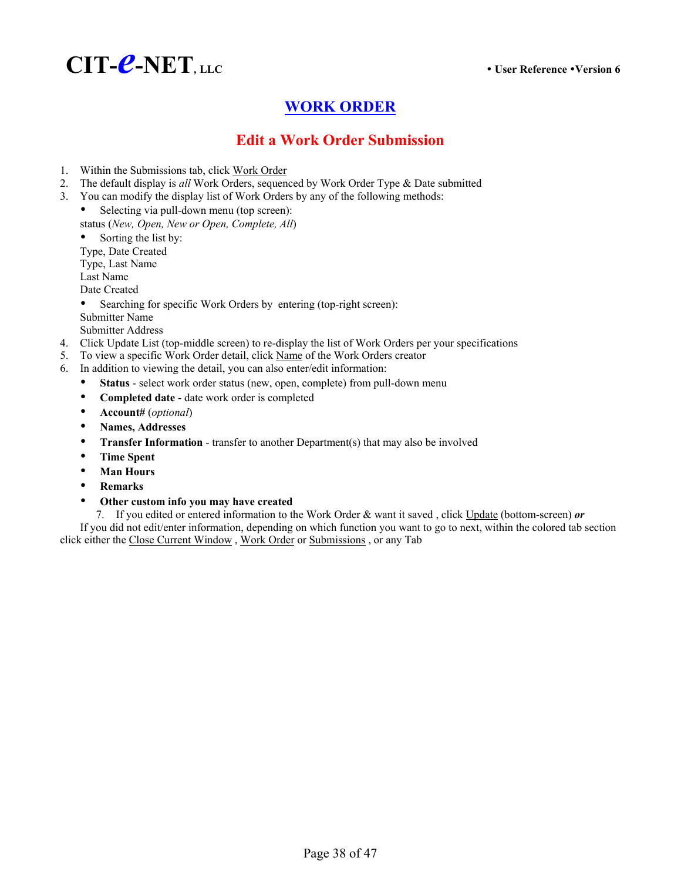# WORK ORDER

## Edit a Work Order Submission

1. Within the Submissions tab, click Work Order
2. The default display is *all* Work Orders, sequenced by Work Order Type & Date submitted
3. You can modify the display list of Work Orders by any of the following methods:
   - Selecting via pull-down menu (top screen):

   status (*New, Open, New or Open, Complete, All*)
   - Sorting the list by:

   Type, Date Created
   Type, Last Name
   Last Name
   Date Created
   - Searching for specific Work Orders by entering (top-right screen):

   Submitter Name
   Submitter Address
4. Click Update List (top-middle screen) to re-display the list of Work Orders per your specifications
5. To view a specific Work Order detail, click Name of the Work Orders creator
6. In addition to viewing the detail, you can also enter/edit information:
   - **Status** - select work order status (new, open, complete) from pull-down menu
   - **Completed date** - date work order is completed
   - **Account#** (*optional*)
   - **Names, Addresses**
   - **Transfer Information** - transfer to another Department(s) that may also be involved
   - **Time Spent**
   - **Man Hours**
   - **Remarks**
   - **Other custom info you may have created**
7. If you edited or entered information to the Work Order & want it saved , click Update (bottom-screen) ***or***

If you did not edit/enter information, depending on which function you want to go to next, within the colored tab section click either the Close Current Window , Work Order or Submissions , or any Tab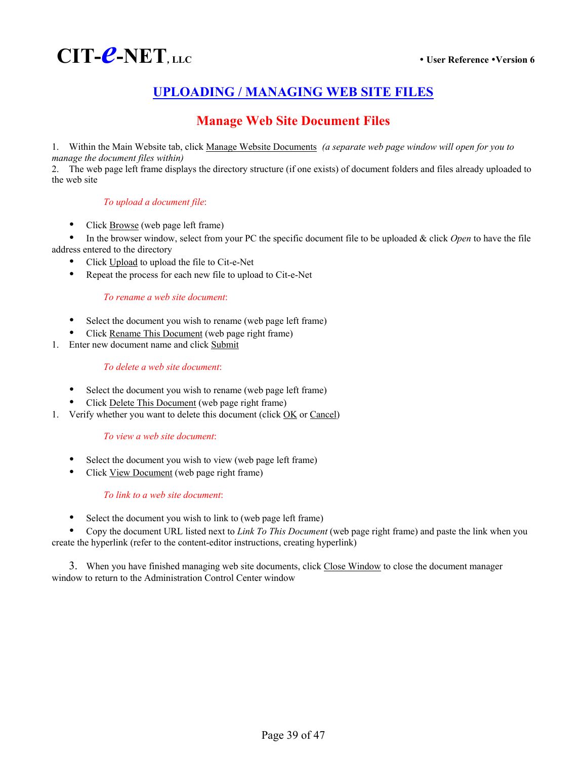# UPLOADING / MANAGING WEB SITE FILES

## Manage Web Site Document Files

1. Within the Main Website tab, click Manage Website Documents *(a separate web page window will open for you to manage the document files within)*
2. The web page left frame displays the directory structure (if one exists) of document folders and files already uploaded to the web site

*To upload a document file*:

- Click Browse (web page left frame)
- In the browser window, select from your PC the specific document file to be uploaded & click *Open* to have the file address entered to the directory
- Click Upload to upload the file to Cit-e-Net
- Repeat the process for each new file to upload to Cit-e-Net

*To rename a web site document*:

- Select the document you wish to rename (web page left frame)
- Click Rename This Document (web page right frame)

1. Enter new document name and click Submit

*To delete a web site document*:

- Select the document you wish to rename (web page left frame)
- Click Delete This Document (web page right frame)

1. Verify whether you want to delete this document (click OK or Cancel)

*To view a web site document*:

- Select the document you wish to view (web page left frame)
- Click View Document (web page right frame)

*To link to a web site document*:

- Select the document you wish to link to (web page left frame)
- Copy the document URL listed next to *Link To This Document* (web page right frame) and paste the link when you create the hyperlink (refer to the content-editor instructions, creating hyperlink)

3. When you have finished managing web site documents, click Close Window to close the document manager window to return to the Administration Control Center window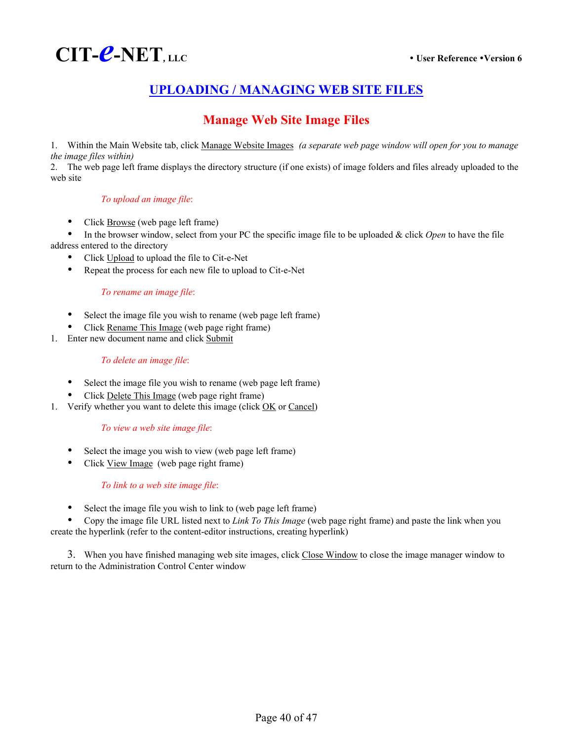# UPLOADING / MANAGING WEB SITE FILES

## Manage Web Site Image Files

1. Within the Main Website tab, click Manage Website Images *(a separate web page window will open for you to manage the image files within)*
2. The web page left frame displays the directory structure (if one exists) of image folders and files already uploaded to the web site

*To upload an image file*:

- Click Browse (web page left frame)
- In the browser window, select from your PC the specific image file to be uploaded & click *Open* to have the file address entered to the directory
- Click Upload to upload the file to Cit-e-Net
- Repeat the process for each new file to upload to Cit-e-Net

*To rename an image file*:

- Select the image file you wish to rename (web page left frame)
- Click Rename This Image (web page right frame)

1. Enter new document name and click Submit

*To delete an image file*:

- Select the image file you wish to rename (web page left frame)
- Click Delete This Image (web page right frame)

1. Verify whether you want to delete this image (click OK or Cancel)

*To view a web site image file*:

- Select the image you wish to view (web page left frame)
- Click View Image (web page right frame)

*To link to a web site image file*:

- Select the image file you wish to link to (web page left frame)
- Copy the image file URL listed next to *Link To This Image* (web page right frame) and paste the link when you create the hyperlink (refer to the content-editor instructions, creating hyperlink)

3. When you have finished managing web site images, click Close Window to close the image manager window to return to the Administration Control Center window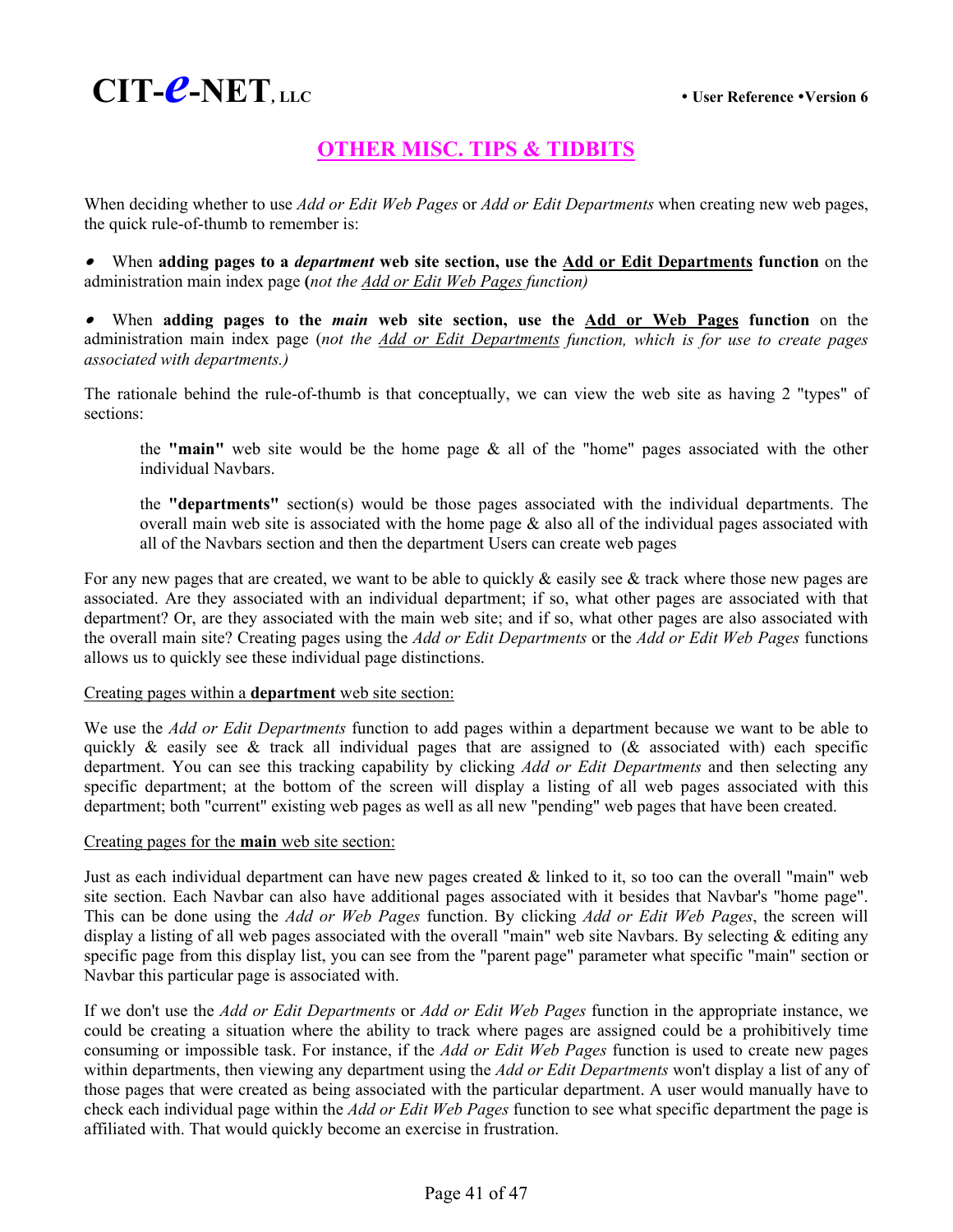# OTHER MISC. TIPS & TIDBITS

When deciding whether to use *Add or Edit Web Pages* or *Add or Edit Departments* when creating new web pages, the quick rule-of-thumb to remember is:

- When **adding pages to a *department* web site section, use the <u>Add or Edit Departments</u> function** on the administration main index page **(***not the <u>Add or Edit Web Pages</u> function)*

- When **adding pages to the *main* web site section, use the <u>Add or Web Pages</u> function** on the administration main index page (*not the <u>Add or Edit Departments</u> function, which is for use to create pages associated with departments.)*

The rationale behind the rule-of-thumb is that conceptually, we can view the web site as having 2 "types" of sections:

> the **"main"** web site would be the home page & all of the "home" pages associated with the other individual Navbars.
>
> the **"departments"** section(s) would be those pages associated with the individual departments. The overall main web site is associated with the home page & also all of the individual pages associated with all of the Navbars section and then the department Users can create web pages

For any new pages that are created, we want to be able to quickly & easily see & track where those new pages are associated. Are they associated with an individual department; if so, what other pages are associated with that department? Or, are they associated with the main web site; and if so, what other pages are also associated with the overall main site? Creating pages using the *Add or Edit Departments* or the *Add or Edit Web Pages* functions allows us to quickly see these individual page distinctions.

<u>Creating pages within a **department** web site section:</u>

We use the *Add or Edit Departments* function to add pages within a department because we want to be able to quickly & easily see & track all individual pages that are assigned to (& associated with) each specific department. You can see this tracking capability by clicking *Add or Edit Departments* and then selecting any specific department; at the bottom of the screen will display a listing of all web pages associated with this department; both "current" existing web pages as well as all new "pending" web pages that have been created.

<u>Creating pages for the **main** web site section:</u>

Just as each individual department can have new pages created & linked to it, so too can the overall "main" web site section. Each Navbar can also have additional pages associated with it besides that Navbar's "home page". This can be done using the *Add or Web Pages* function. By clicking *Add or Edit Web Pages*, the screen will display a listing of all web pages associated with the overall "main" web site Navbars. By selecting & editing any specific page from this display list, you can see from the "parent page" parameter what specific "main" section or Navbar this particular page is associated with.

If we don't use the *Add or Edit Departments* or *Add or Edit Web Pages* function in the appropriate instance, we could be creating a situation where the ability to track where pages are assigned could be a prohibitively time consuming or impossible task. For instance, if the *Add or Edit Web Pages* function is used to create new pages within departments, then viewing any department using the *Add or Edit Departments* won't display a list of any of those pages that were created as being associated with the particular department. A user would manually have to check each individual page within the *Add or Edit Web Pages* function to see what specific department the page is affiliated with. That would quickly become an exercise in frustration.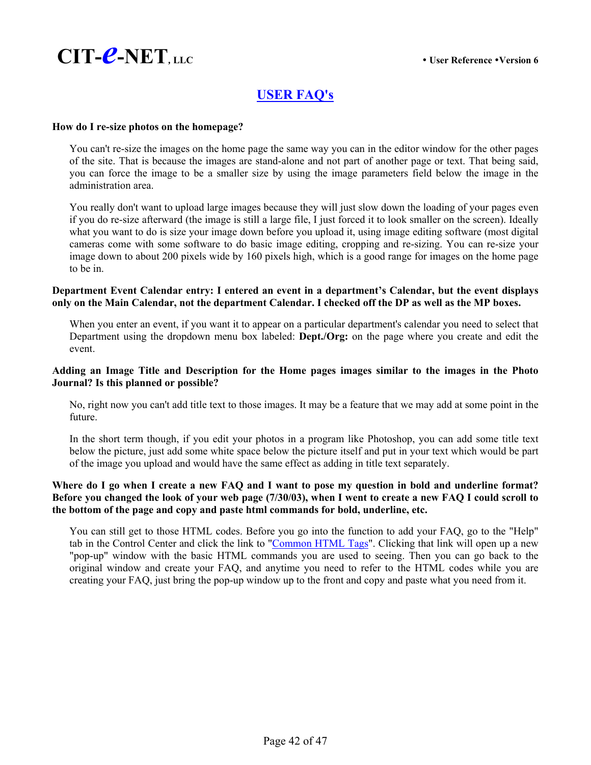# USER FAQ's

**How do I re-size photos on the homepage?**

You can't re-size the images on the home page the same way you can in the editor window for the other pages of the site. That is because the images are stand-alone and not part of another page or text. That being said, you can force the image to be a smaller size by using the image parameters field below the image in the administration area.

You really don't want to upload large images because they will just slow down the loading of your pages even if you do re-size afterward (the image is still a large file, I just forced it to look smaller on the screen). Ideally what you want to do is size your image down before you upload it, using image editing software (most digital cameras come with some software to do basic image editing, cropping and re-sizing. You can re-size your image down to about 200 pixels wide by 160 pixels high, which is a good range for images on the home page to be in.

**Department Event Calendar entry: I entered an event in a department's Calendar, but the event displays only on the Main Calendar, not the department Calendar. I checked off the DP as well as the MP boxes.**

When you enter an event, if you want it to appear on a particular department's calendar you need to select that Department using the dropdown menu box labeled: **Dept./Org:** on the page where you create and edit the event.

**Adding an Image Title and Description for the Home pages images similar to the images in the Photo Journal? Is this planned or possible?**

No, right now you can't add title text to those images. It may be a feature that we may add at some point in the future.

In the short term though, if you edit your photos in a program like Photoshop, you can add some title text below the picture, just add some white space below the picture itself and put in your text which would be part of the image you upload and would have the same effect as adding in title text separately.

**Where do I go when I create a new FAQ and I want to pose my question in bold and underline format? Before you changed the look of your web page (7/30/03), when I went to create a new FAQ I could scroll to the bottom of the page and copy and paste html commands for bold, underline, etc.**

You can still get to those HTML codes. Before you go into the function to add your FAQ, go to the "Help" tab in the Control Center and click the link to "Common HTML Tags". Clicking that link will open up a new "pop-up" window with the basic HTML commands you are used to seeing. Then you can go back to the original window and create your FAQ, and anytime you need to refer to the HTML codes while you are creating your FAQ, just bring the pop-up window up to the front and copy and paste what you need from it.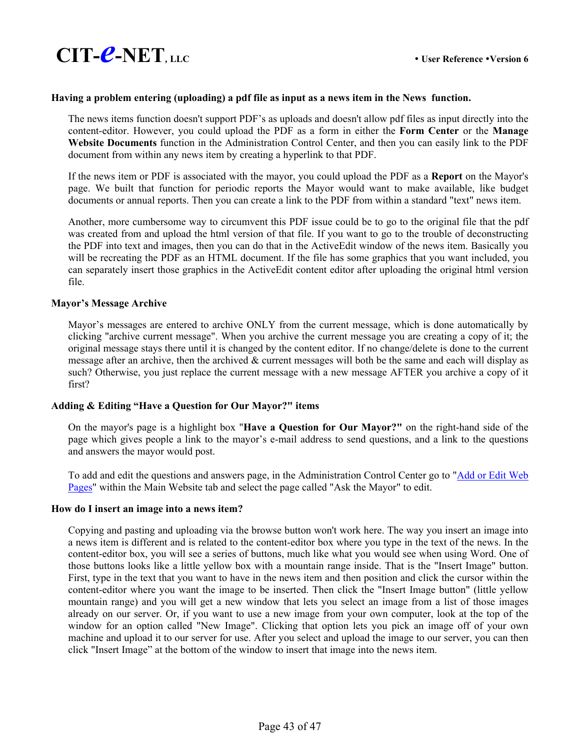**Having a problem entering (uploading) a pdf file as input as a news item in the News function.**

The news items function doesn't support PDF's as uploads and doesn't allow pdf files as input directly into the content-editor. However, you could upload the PDF as a form in either the **Form Center** or the **Manage Website Documents** function in the Administration Control Center, and then you can easily link to the PDF document from within any news item by creating a hyperlink to that PDF.

If the news item or PDF is associated with the mayor, you could upload the PDF as a **Report** on the Mayor's page. We built that function for periodic reports the Mayor would want to make available, like budget documents or annual reports. Then you can create a link to the PDF from within a standard "text" news item.

Another, more cumbersome way to circumvent this PDF issue could be to go to the original file that the pdf was created from and upload the html version of that file. If you want to go to the trouble of deconstructing the PDF into text and images, then you can do that in the ActiveEdit window of the news item. Basically you will be recreating the PDF as an HTML document. If the file has some graphics that you want included, you can separately insert those graphics in the ActiveEdit content editor after uploading the original html version file.

**Mayor's Message Archive**

Mayor's messages are entered to archive ONLY from the current message, which is done automatically by clicking "archive current message". When you archive the current message you are creating a copy of it; the original message stays there until it is changed by the content editor. If no change/delete is done to the current message after an archive, then the archived & current messages will both be the same and each will display as such? Otherwise, you just replace the current message with a new message AFTER you archive a copy of it first?

**Adding & Editing "Have a Question for Our Mayor?" items**

On the mayor's page is a highlight box "**Have a Question for Our Mayor?"** on the right-hand side of the page which gives people a link to the mayor's e-mail address to send questions, and a link to the questions and answers the mayor would post.

To add and edit the questions and answers page, in the Administration Control Center go to "Add or Edit Web Pages" within the Main Website tab and select the page called "Ask the Mayor" to edit.

**How do I insert an image into a news item?**

Copying and pasting and uploading via the browse button won't work here. The way you insert an image into a news item is different and is related to the content-editor box where you type in the text of the news. In the content-editor box, you will see a series of buttons, much like what you would see when using Word. One of those buttons looks like a little yellow box with a mountain range inside. That is the "Insert Image" button. First, type in the text that you want to have in the news item and then position and click the cursor within the content-editor where you want the image to be inserted. Then click the "Insert Image button" (little yellow mountain range) and you will get a new window that lets you select an image from a list of those images already on our server. Or, if you want to use a new image from your own computer, look at the top of the window for an option called "New Image". Clicking that option lets you pick an image off of your own machine and upload it to our server for use. After you select and upload the image to our server, you can then click "Insert Image" at the bottom of the window to insert that image into the news item.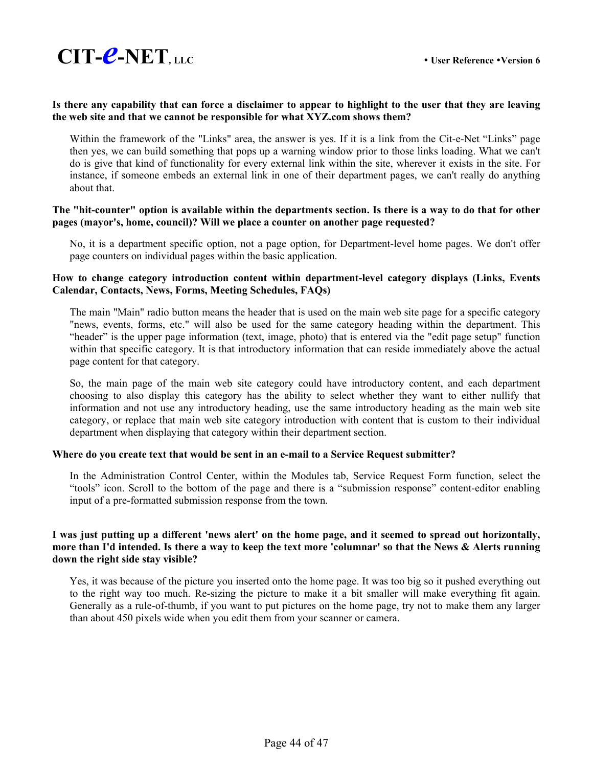**Is there any capability that can force a disclaimer to appear to highlight to the user that they are leaving the web site and that we cannot be responsible for what XYZ.com shows them?**

Within the framework of the "Links" area, the answer is yes. If it is a link from the Cit-e-Net “Links” page then yes, we can build something that pops up a warning window prior to those links loading. What we can't do is give that kind of functionality for every external link within the site, wherever it exists in the site. For instance, if someone embeds an external link in one of their department pages, we can't really do anything about that.

**The "hit-counter" option is available within the departments section. Is there is a way to do that for other pages (mayor's, home, council)? Will we place a counter on another page requested?**

No, it is a department specific option, not a page option, for Department-level home pages. We don't offer page counters on individual pages within the basic application.

**How to change category introduction content within department-level category displays (Links, Events Calendar, Contacts, News, Forms, Meeting Schedules, FAQs)**

The main "Main" radio button means the header that is used on the main web site page for a specific category "news, events, forms, etc." will also be used for the same category heading within the department. This “header” is the upper page information (text, image, photo) that is entered via the "edit page setup" function within that specific category. It is that introductory information that can reside immediately above the actual page content for that category.

So, the main page of the main web site category could have introductory content, and each department choosing to also display this category has the ability to select whether they want to either nullify that information and not use any introductory heading, use the same introductory heading as the main web site category, or replace that main web site category introduction with content that is custom to their individual department when displaying that category within their department section.

**Where do you create text that would be sent in an e-mail to a Service Request submitter?**

In the Administration Control Center, within the Modules tab, Service Request Form function, select the “tools” icon. Scroll to the bottom of the page and there is a “submission response” content-editor enabling input of a pre-formatted submission response from the town.

**I was just putting up a different 'news alert' on the home page, and it seemed to spread out horizontally, more than I'd intended. Is there a way to keep the text more 'columnar' so that the News & Alerts running down the right side stay visible?**

Yes, it was because of the picture you inserted onto the home page. It was too big so it pushed everything out to the right way too much. Re-sizing the picture to make it a bit smaller will make everything fit again. Generally as a rule-of-thumb, if you want to put pictures on the home page, try not to make them any larger than about 450 pixels wide when you edit them from your scanner or camera.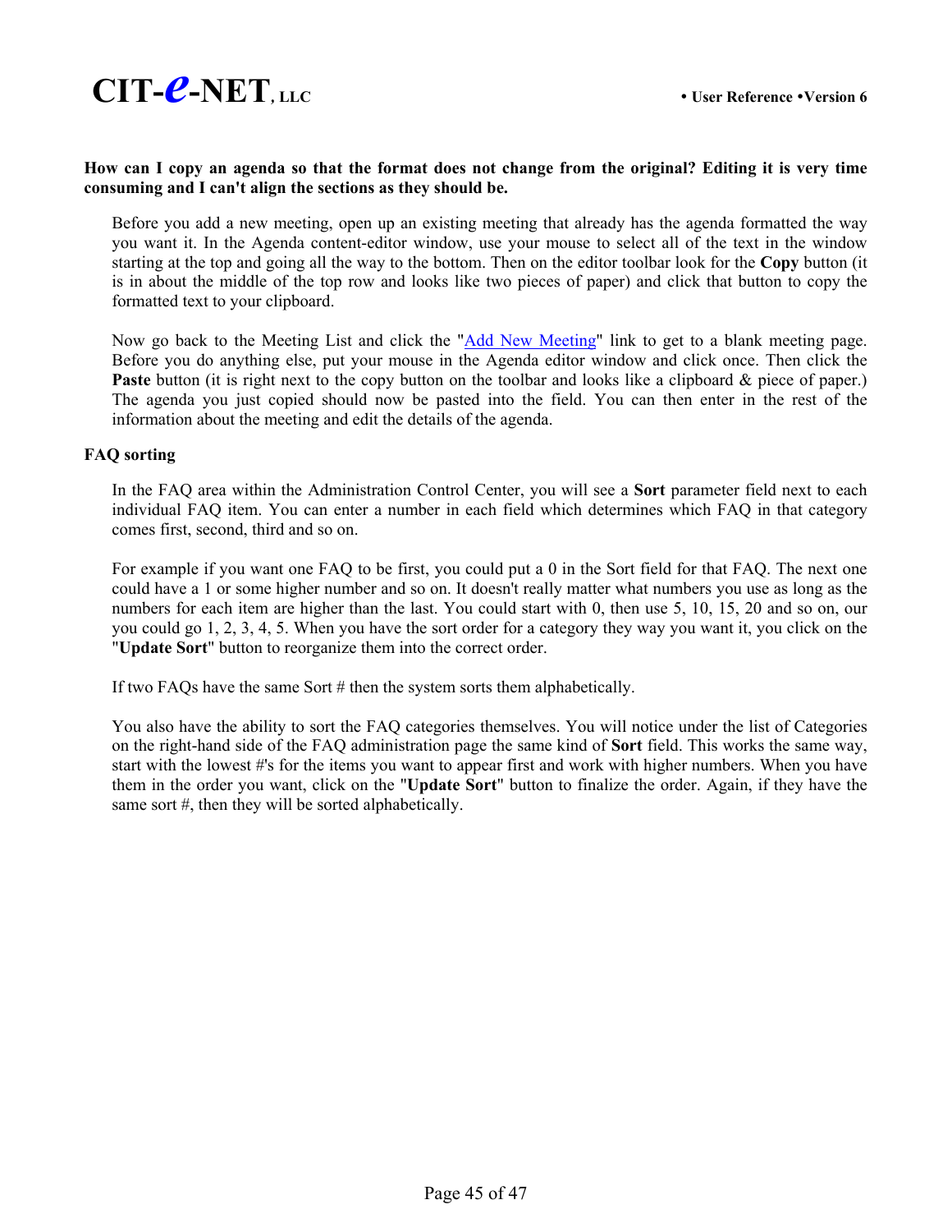**How can I copy an agenda so that the format does not change from the original? Editing it is very time consuming and I can't align the sections as they should be.**

Before you add a new meeting, open up an existing meeting that already has the agenda formatted the way you want it. In the Agenda content-editor window, use your mouse to select all of the text in the window starting at the top and going all the way to the bottom. Then on the editor toolbar look for the **Copy** button (it is in about the middle of the top row and looks like two pieces of paper) and click that button to copy the formatted text to your clipboard.

Now go back to the Meeting List and click the "Add New Meeting" link to get to a blank meeting page. Before you do anything else, put your mouse in the Agenda editor window and click once. Then click the **Paste** button (it is right next to the copy button on the toolbar and looks like a clipboard & piece of paper.) The agenda you just copied should now be pasted into the field. You can then enter in the rest of the information about the meeting and edit the details of the agenda.

**FAQ sorting**

In the FAQ area within the Administration Control Center, you will see a **Sort** parameter field next to each individual FAQ item. You can enter a number in each field which determines which FAQ in that category comes first, second, third and so on.

For example if you want one FAQ to be first, you could put a 0 in the Sort field for that FAQ. The next one could have a 1 or some higher number and so on. It doesn't really matter what numbers you use as long as the numbers for each item are higher than the last. You could start with 0, then use 5, 10, 15, 20 and so on, our you could go 1, 2, 3, 4, 5. When you have the sort order for a category they way you want it, you click on the "**Update Sort**" button to reorganize them into the correct order.

If two FAQs have the same Sort # then the system sorts them alphabetically.

You also have the ability to sort the FAQ categories themselves. You will notice under the list of Categories on the right-hand side of the FAQ administration page the same kind of **Sort** field. This works the same way, start with the lowest #'s for the items you want to appear first and work with higher numbers. When you have them in the order you want, click on the "**Update Sort**" button to finalize the order. Again, if they have the same sort #, then they will be sorted alphabetically.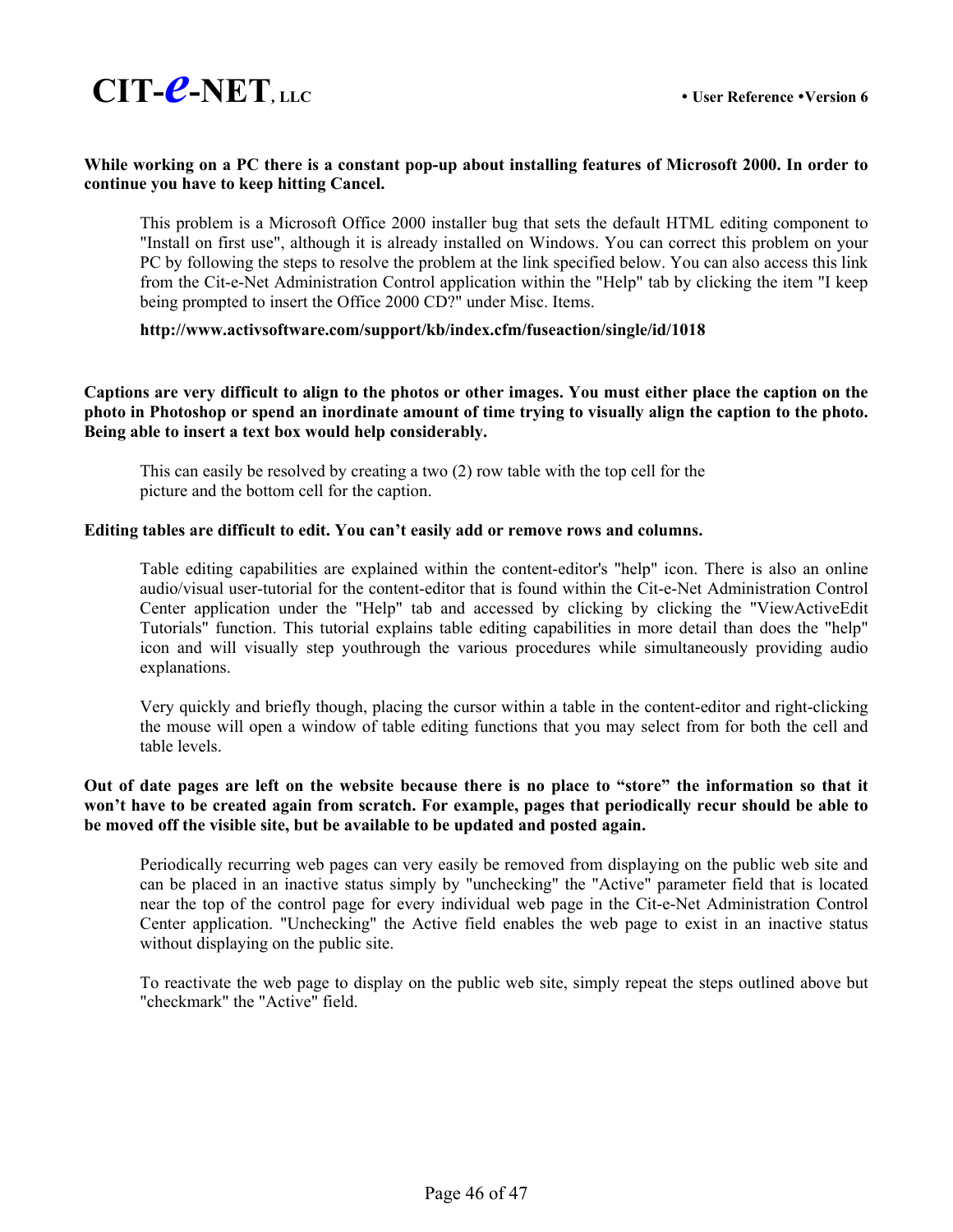**While working on a PC there is a constant pop-up about installing features of Microsoft 2000. In order to continue you have to keep hitting Cancel.**

This problem is a Microsoft Office 2000 installer bug that sets the default HTML editing component to "Install on first use", although it is already installed on Windows. You can correct this problem on your PC by following the steps to resolve the problem at the link specified below. You can also access this link from the Cit-e-Net Administration Control application within the "Help" tab by clicking the item "I keep being prompted to insert the Office 2000 CD?" under Misc. Items.

**http://www.activsoftware.com/support/kb/index.cfm/fuseaction/single/id/1018**

**Captions are very difficult to align to the photos or other images. You must either place the caption on the photo in Photoshop or spend an inordinate amount of time trying to visually align the caption to the photo. Being able to insert a text box would help considerably.**

This can easily be resolved by creating a two (2) row table with the top cell for the picture and the bottom cell for the caption.

**Editing tables are difficult to edit. You can't easily add or remove rows and columns.**

Table editing capabilities are explained within the content-editor's "help" icon. There is also an online audio/visual user-tutorial for the content-editor that is found within the Cit-e-Net Administration Control Center application under the "Help" tab and accessed by clicking by clicking the "ViewActiveEdit Tutorials" function. This tutorial explains table editing capabilities in more detail than does the "help" icon and will visually step youthrough the various procedures while simultaneously providing audio explanations.

Very quickly and briefly though, placing the cursor within a table in the content-editor and right-clicking the mouse will open a window of table editing functions that you may select from for both the cell and table levels.

**Out of date pages are left on the website because there is no place to "store" the information so that it won't have to be created again from scratch. For example, pages that periodically recur should be able to be moved off the visible site, but be available to be updated and posted again.**

Periodically recurring web pages can very easily be removed from displaying on the public web site and can be placed in an inactive status simply by "unchecking" the "Active" parameter field that is located near the top of the control page for every individual web page in the Cit-e-Net Administration Control Center application. "Unchecking" the Active field enables the web page to exist in an inactive status without displaying on the public site.

To reactivate the web page to display on the public web site, simply repeat the steps outlined above but "checkmark" the "Active" field.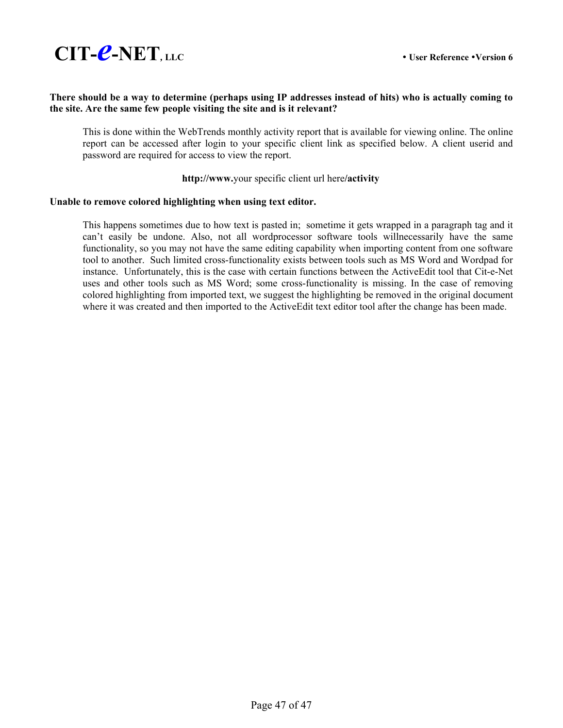**There should be a way to determine (perhaps using IP addresses instead of hits) who is actually coming to the site. Are the same few people visiting the site and is it relevant?**

This is done within the WebTrends monthly activity report that is available for viewing online. The online report can be accessed after login to your specific client link as specified below. A client userid and password are required for access to view the report.

**http://www.**your specific client url here**/activity**

**Unable to remove colored highlighting when using text editor.**

This happens sometimes due to how text is pasted in; sometime it gets wrapped in a paragraph tag and it can't easily be undone. Also, not all wordprocessor software tools willnecessarily have the same functionality, so you may not have the same editing capability when importing content from one software tool to another. Such limited cross-functionality exists between tools such as MS Word and Wordpad for instance. Unfortunately, this is the case with certain functions between the ActiveEdit tool that Cit-e-Net uses and other tools such as MS Word; some cross-functionality is missing. In the case of removing colored highlighting from imported text, we suggest the highlighting be removed in the original document where it was created and then imported to the ActiveEdit text editor tool after the change has been made.